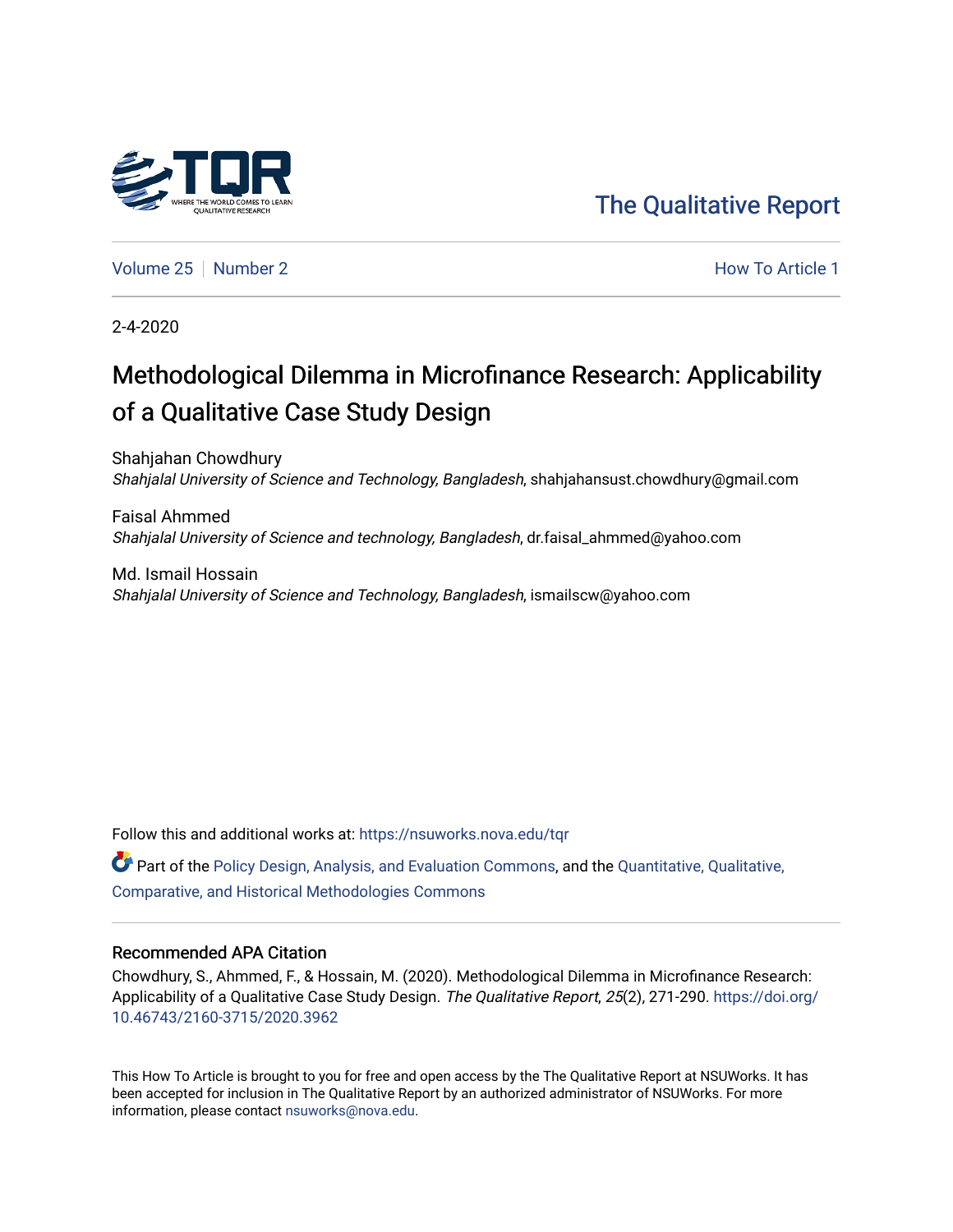The Qualitative Report

Volume 25 | Number 2 | How To Article 1

2-4-2020

# Methodological Dilemma in Microfinance Research: Applicability of a Qualitative Case Study Design

Shahjahan Chowdhury
*Shahjalal University of Science and Technology, Bangladesh*, shahjahansust.chowdhury@gmail.com

Faisal Ahmmed
*Shahjalal University of Science and technology, Bangladesh*, dr.faisal_ahmmed@yahoo.com

Md. Ismail Hossain
*Shahjalal University of Science and Technology, Bangladesh*, ismailscw@yahoo.com

Follow this and additional works at: https://nsuworks.nova.edu/tqr

Part of the Policy Design, Analysis, and Evaluation Commons, and the Quantitative, Qualitative, Comparative, and Historical Methodologies Commons

## Recommended APA Citation

Chowdhury, S., Ahmmed, F., & Hossain, M. (2020). Methodological Dilemma in Microfinance Research: Applicability of a Qualitative Case Study Design. *The Qualitative Report*, *25*(2), 271-290. https://doi.org/10.46743/2160-3715/2020.3962

This How To Article is brought to you for free and open access by the The Qualitative Report at NSUWorks. It has been accepted for inclusion in The Qualitative Report by an authorized administrator of NSUWorks. For more information, please contact nsuworks@nova.edu.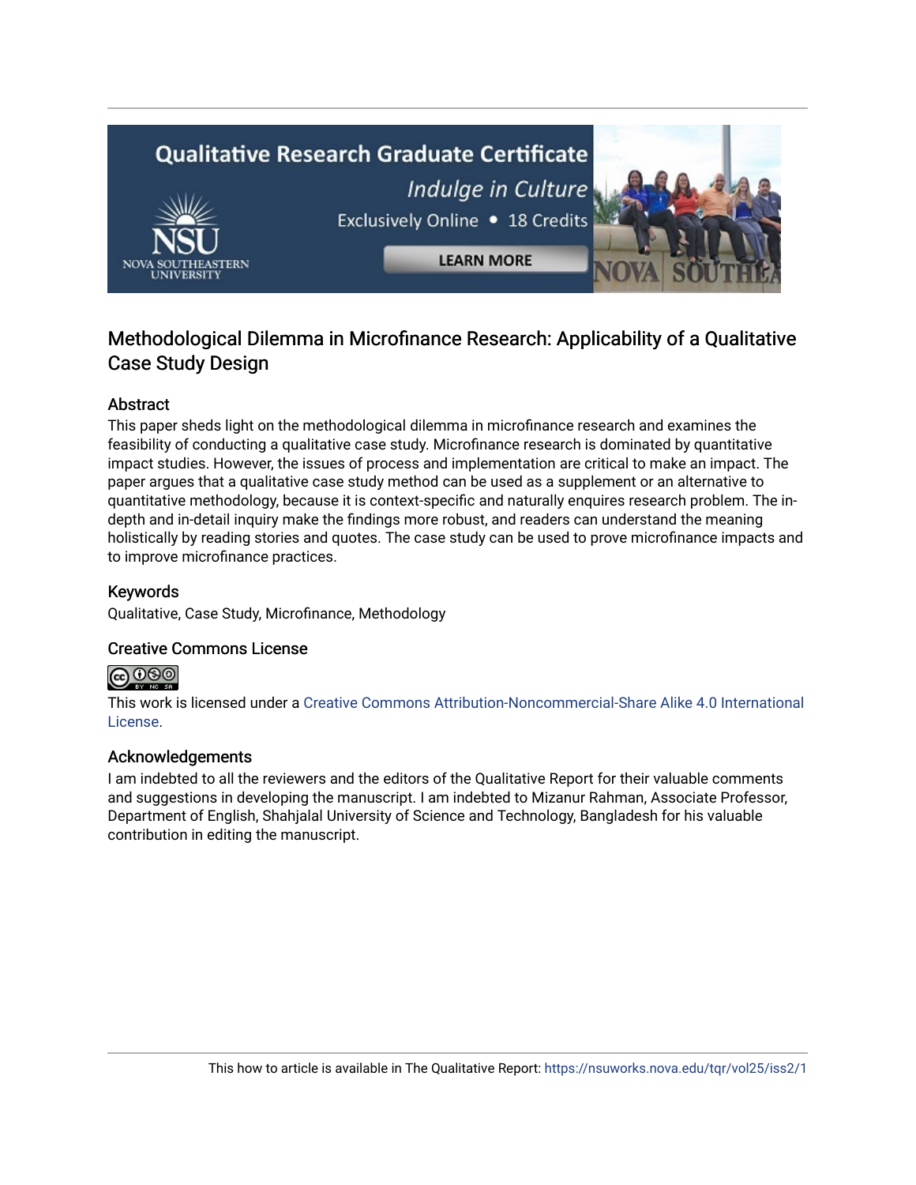# Methodological Dilemma in Microfinance Research: Applicability of a Qualitative Case Study Design

## Abstract

This paper sheds light on the methodological dilemma in microfinance research and examines the feasibility of conducting a qualitative case study. Microfinance research is dominated by quantitative impact studies. However, the issues of process and implementation are critical to make an impact. The paper argues that a qualitative case study method can be used as a supplement or an alternative to quantitative methodology, because it is context-specific and naturally enquires research problem. The in-depth and in-detail inquiry make the findings more robust, and readers can understand the meaning holistically by reading stories and quotes. The case study can be used to prove microfinance impacts and to improve microfinance practices.

## Keywords

Qualitative, Case Study, Microfinance, Methodology

## Creative Commons License

This work is licensed under a Creative Commons Attribution-Noncommercial-Share Alike 4.0 International License.

## Acknowledgements

I am indebted to all the reviewers and the editors of the Qualitative Report for their valuable comments and suggestions in developing the manuscript. I am indebted to Mizanur Rahman, Associate Professor, Department of English, Shahjalal University of Science and Technology, Bangladesh for his valuable contribution in editing the manuscript.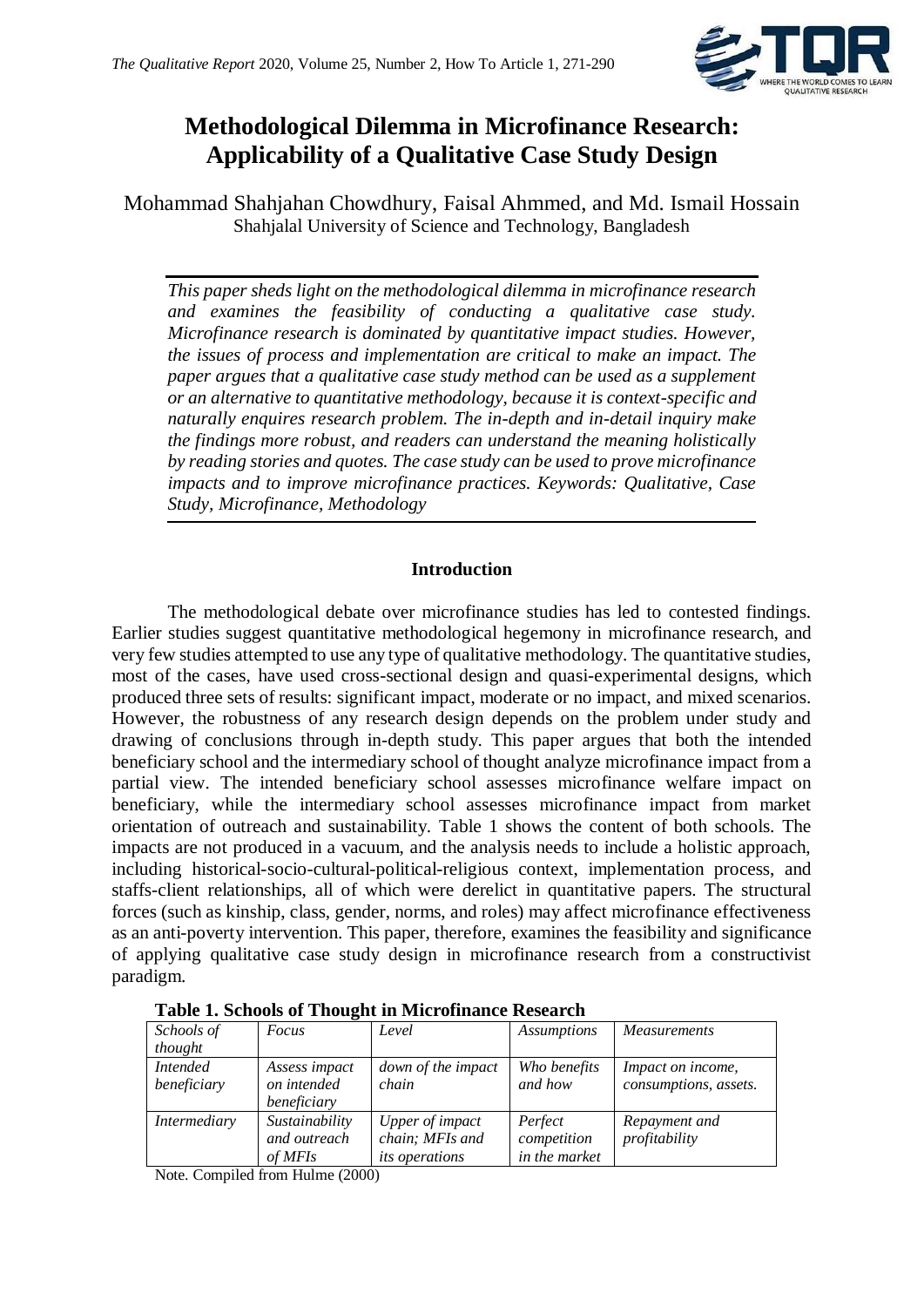# Methodological Dilemma in Microfinance Research: Applicability of a Qualitative Case Study Design

Mohammad Shahjahan Chowdhury, Faisal Ahmmed, and Md. Ismail Hossain
Shahjalal University of Science and Technology, Bangladesh

*This paper sheds light on the methodological dilemma in microfinance research and examines the feasibility of conducting a qualitative case study. Microfinance research is dominated by quantitative impact studies. However, the issues of process and implementation are critical to make an impact. The paper argues that a qualitative case study method can be used as a supplement or an alternative to quantitative methodology, because it is context-specific and naturally enquires research problem. The in-depth and in-detail inquiry make the findings more robust, and readers can understand the meaning holistically by reading stories and quotes. The case study can be used to prove microfinance impacts and to improve microfinance practices. Keywords: Qualitative, Case Study, Microfinance, Methodology*

## Introduction

The methodological debate over microfinance studies has led to contested findings. Earlier studies suggest quantitative methodological hegemony in microfinance research, and very few studies attempted to use any type of qualitative methodology. The quantitative studies, most of the cases, have used cross-sectional design and quasi-experimental designs, which produced three sets of results: significant impact, moderate or no impact, and mixed scenarios. However, the robustness of any research design depends on the problem under study and drawing of conclusions through in-depth study. This paper argues that both the intended beneficiary school and the intermediary school of thought analyze microfinance impact from a partial view. The intended beneficiary school assesses microfinance welfare impact on beneficiary, while the intermediary school assesses microfinance impact from market orientation of outreach and sustainability. Table 1 shows the content of both schools. The impacts are not produced in a vacuum, and the analysis needs to include a holistic approach, including historical-socio-cultural-political-religious context, implementation process, and staffs-client relationships, all of which were derelict in quantitative papers. The structural forces (such as kinship, class, gender, norms, and roles) may affect microfinance effectiveness as an anti-poverty intervention. This paper, therefore, examines the feasibility and significance of applying qualitative case study design in microfinance research from a constructivist paradigm.

**Table 1. Schools of Thought in Microfinance Research**

| *Schools of thought* | *Focus* | *Level* | *Assumptions* | *Measurements* |
|---|---|---|---|---|
| *Intended beneficiary* | *Assess impact on intended beneficiary* | *down of the impact chain* | *Who benefits and how* | *Impact on income, consumptions, assets.* |
| *Intermediary* | *Sustainability and outreach of MFIs* | *Upper of impact chain; MFIs and its operations* | *Perfect competition in the market* | *Repayment and profitability* |

Note. Compiled from Hulme (2000)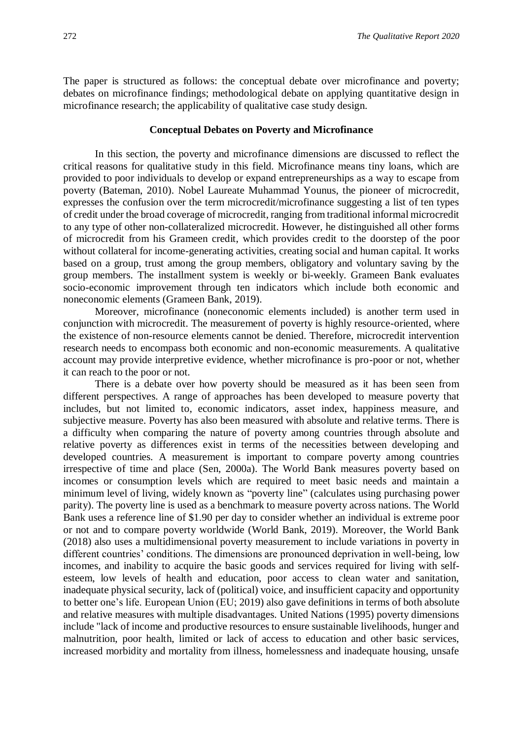The paper is structured as follows: the conceptual debate over microfinance and poverty; debates on microfinance findings; methodological debate on applying quantitative design in microfinance research; the applicability of qualitative case study design.

## Conceptual Debates on Poverty and Microfinance

In this section, the poverty and microfinance dimensions are discussed to reflect the critical reasons for qualitative study in this field. Microfinance means tiny loans, which are provided to poor individuals to develop or expand entrepreneurships as a way to escape from poverty (Bateman, 2010). Nobel Laureate Muhammad Younus, the pioneer of microcredit, expresses the confusion over the term microcredit/microfinance suggesting a list of ten types of credit under the broad coverage of microcredit, ranging from traditional informal microcredit to any type of other non-collateralized microcredit. However, he distinguished all other forms of microcredit from his Grameen credit, which provides credit to the doorstep of the poor without collateral for income-generating activities, creating social and human capital. It works based on a group, trust among the group members, obligatory and voluntary saving by the group members. The installment system is weekly or bi-weekly. Grameen Bank evaluates socio-economic improvement through ten indicators which include both economic and noneconomic elements (Grameen Bank, 2019).

Moreover, microfinance (noneconomic elements included) is another term used in conjunction with microcredit. The measurement of poverty is highly resource-oriented, where the existence of non-resource elements cannot be denied. Therefore, microcredit intervention research needs to encompass both economic and non-economic measurements. A qualitative account may provide interpretive evidence, whether microfinance is pro-poor or not, whether it can reach to the poor or not.

There is a debate over how poverty should be measured as it has been seen from different perspectives. A range of approaches has been developed to measure poverty that includes, but not limited to, economic indicators, asset index, happiness measure, and subjective measure. Poverty has also been measured with absolute and relative terms. There is a difficulty when comparing the nature of poverty among countries through absolute and relative poverty as differences exist in terms of the necessities between developing and developed countries. A measurement is important to compare poverty among countries irrespective of time and place (Sen, 2000a). The World Bank measures poverty based on incomes or consumption levels which are required to meet basic needs and maintain a minimum level of living, widely known as “poverty line” (calculates using purchasing power parity). The poverty line is used as a benchmark to measure poverty across nations. The World Bank uses a reference line of \$1.90 per day to consider whether an individual is extreme poor or not and to compare poverty worldwide (World Bank, 2019). Moreover, the World Bank (2018) also uses a multidimensional poverty measurement to include variations in poverty in different countries’ conditions. The dimensions are pronounced deprivation in well-being, low incomes, and inability to acquire the basic goods and services required for living with self-esteem, low levels of health and education, poor access to clean water and sanitation, inadequate physical security, lack of (political) voice, and insufficient capacity and opportunity to better one’s life. European Union (EU; 2019) also gave definitions in terms of both absolute and relative measures with multiple disadvantages. United Nations (1995) poverty dimensions include "lack of income and productive resources to ensure sustainable livelihoods, hunger and malnutrition, poor health, limited or lack of access to education and other basic services, increased morbidity and mortality from illness, homelessness and inadequate housing, unsafe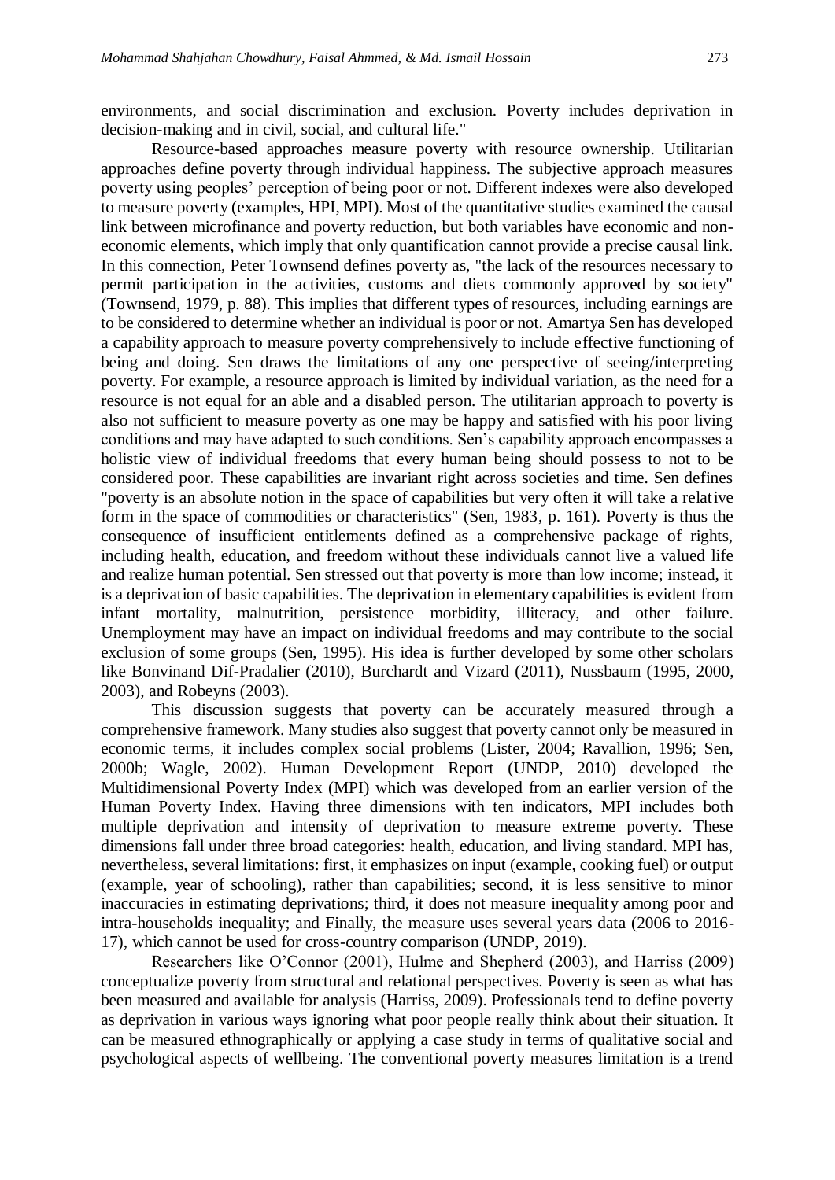environments, and social discrimination and exclusion. Poverty includes deprivation in decision-making and in civil, social, and cultural life."

Resource-based approaches measure poverty with resource ownership. Utilitarian approaches define poverty through individual happiness. The subjective approach measures poverty using peoples' perception of being poor or not. Different indexes were also developed to measure poverty (examples, HPI, MPI). Most of the quantitative studies examined the causal link between microfinance and poverty reduction, but both variables have economic and non-economic elements, which imply that only quantification cannot provide a precise causal link. In this connection, Peter Townsend defines poverty as, "the lack of the resources necessary to permit participation in the activities, customs and diets commonly approved by society" (Townsend, 1979, p. 88). This implies that different types of resources, including earnings are to be considered to determine whether an individual is poor or not. Amartya Sen has developed a capability approach to measure poverty comprehensively to include effective functioning of being and doing. Sen draws the limitations of any one perspective of seeing/interpreting poverty. For example, a resource approach is limited by individual variation, as the need for a resource is not equal for an able and a disabled person. The utilitarian approach to poverty is also not sufficient to measure poverty as one may be happy and satisfied with his poor living conditions and may have adapted to such conditions. Sen's capability approach encompasses a holistic view of individual freedoms that every human being should possess to not to be considered poor. These capabilities are invariant right across societies and time. Sen defines "poverty is an absolute notion in the space of capabilities but very often it will take a relative form in the space of commodities or characteristics" (Sen, 1983, p. 161). Poverty is thus the consequence of insufficient entitlements defined as a comprehensive package of rights, including health, education, and freedom without these individuals cannot live a valued life and realize human potential. Sen stressed out that poverty is more than low income; instead, it is a deprivation of basic capabilities. The deprivation in elementary capabilities is evident from infant mortality, malnutrition, persistence morbidity, illiteracy, and other failure. Unemployment may have an impact on individual freedoms and may contribute to the social exclusion of some groups (Sen, 1995). His idea is further developed by some other scholars like Bonvinand Dif-Pradalier (2010), Burchardt and Vizard (2011), Nussbaum (1995, 2000, 2003), and Robeyns (2003).

This discussion suggests that poverty can be accurately measured through a comprehensive framework. Many studies also suggest that poverty cannot only be measured in economic terms, it includes complex social problems (Lister, 2004; Ravallion, 1996; Sen, 2000b; Wagle, 2002). Human Development Report (UNDP, 2010) developed the Multidimensional Poverty Index (MPI) which was developed from an earlier version of the Human Poverty Index. Having three dimensions with ten indicators, MPI includes both multiple deprivation and intensity of deprivation to measure extreme poverty. These dimensions fall under three broad categories: health, education, and living standard. MPI has, nevertheless, several limitations: first, it emphasizes on input (example, cooking fuel) or output (example, year of schooling), rather than capabilities; second, it is less sensitive to minor inaccuracies in estimating deprivations; third, it does not measure inequality among poor and intra-households inequality; and Finally, the measure uses several years data (2006 to 2016-17), which cannot be used for cross-country comparison (UNDP, 2019).

Researchers like O'Connor (2001), Hulme and Shepherd (2003), and Harriss (2009) conceptualize poverty from structural and relational perspectives. Poverty is seen as what has been measured and available for analysis (Harriss, 2009). Professionals tend to define poverty as deprivation in various ways ignoring what poor people really think about their situation. It can be measured ethnographically or applying a case study in terms of qualitative social and psychological aspects of wellbeing. The conventional poverty measures limitation is a trend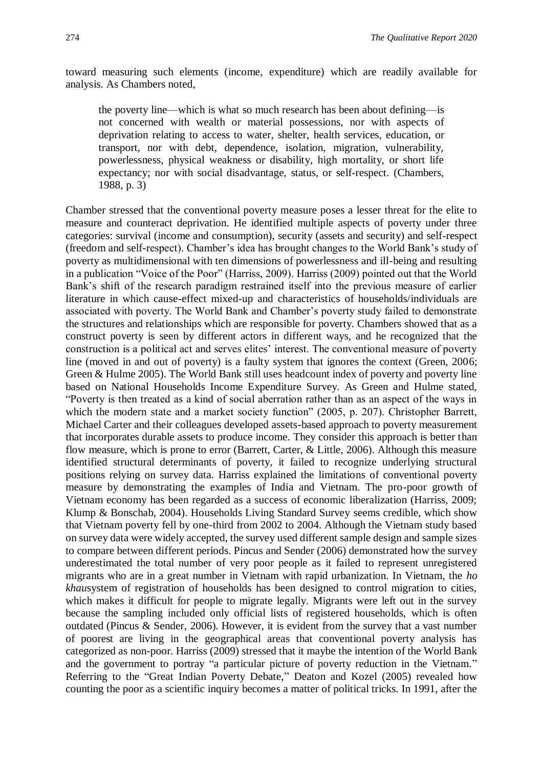toward measuring such elements (income, expenditure) which are readily available for analysis. As Chambers noted,

> the poverty line—which is what so much research has been about defining—is not concerned with wealth or material possessions, nor with aspects of deprivation relating to access to water, shelter, health services, education, or transport, nor with debt, dependence, isolation, migration, vulnerability, powerlessness, physical weakness or disability, high mortality, or short life expectancy; nor with social disadvantage, status, or self-respect. (Chambers, 1988, p. 3)

Chamber stressed that the conventional poverty measure poses a lesser threat for the elite to measure and counteract deprivation. He identified multiple aspects of poverty under three categories: survival (income and consumption), security (assets and security) and self-respect (freedom and self-respect). Chamber's idea has brought changes to the World Bank's study of poverty as multidimensional with ten dimensions of powerlessness and ill-being and resulting in a publication "Voice of the Poor" (Harriss, 2009). Harriss (2009) pointed out that the World Bank's shift of the research paradigm restrained itself into the previous measure of earlier literature in which cause-effect mixed-up and characteristics of households/individuals are associated with poverty. The World Bank and Chamber's poverty study failed to demonstrate the structures and relationships which are responsible for poverty. Chambers showed that as a construct poverty is seen by different actors in different ways, and he recognized that the construction is a political act and serves elites' interest. The conventional measure of poverty line (moved in and out of poverty) is a faulty system that ignores the context (Green, 2006; Green & Hulme 2005). The World Bank still uses headcount index of poverty and poverty line based on National Households Income Expenditure Survey. As Green and Hulme stated, "Poverty is then treated as a kind of social aberration rather than as an aspect of the ways in which the modern state and a market society function" (2005, p. 207). Christopher Barrett, Michael Carter and their colleagues developed assets-based approach to poverty measurement that incorporates durable assets to produce income. They consider this approach is better than flow measure, which is prone to error (Barrett, Carter, & Little, 2006). Although this measure identified structural determinants of poverty, it failed to recognize underlying structural positions relying on survey data. Harriss explained the limitations of conventional poverty measure by demonstrating the examples of India and Vietnam. The pro-poor growth of Vietnam economy has been regarded as a success of economic liberalization (Harriss, 2009; Klump & Bonschab, 2004). Households Living Standard Survey seems credible, which show that Vietnam poverty fell by one-third from 2002 to 2004. Although the Vietnam study based on survey data were widely accepted, the survey used different sample design and sample sizes to compare between different periods. Pincus and Sender (2006) demonstrated how the survey underestimated the total number of very poor people as it failed to represent unregistered migrants who are in a great number in Vietnam with rapid urbanization. In Vietnam, the *ho khau*system of registration of households has been designed to control migration to cities, which makes it difficult for people to migrate legally. Migrants were left out in the survey because the sampling included only official lists of registered households, which is often outdated (Pincus & Sender, 2006). However, it is evident from the survey that a vast number of poorest are living in the geographical areas that conventional poverty analysis has categorized as non-poor. Harriss (2009) stressed that it maybe the intention of the World Bank and the government to portray "a particular picture of poverty reduction in the Vietnam." Referring to the "Great Indian Poverty Debate," Deaton and Kozel (2005) revealed how counting the poor as a scientific inquiry becomes a matter of political tricks. In 1991, after the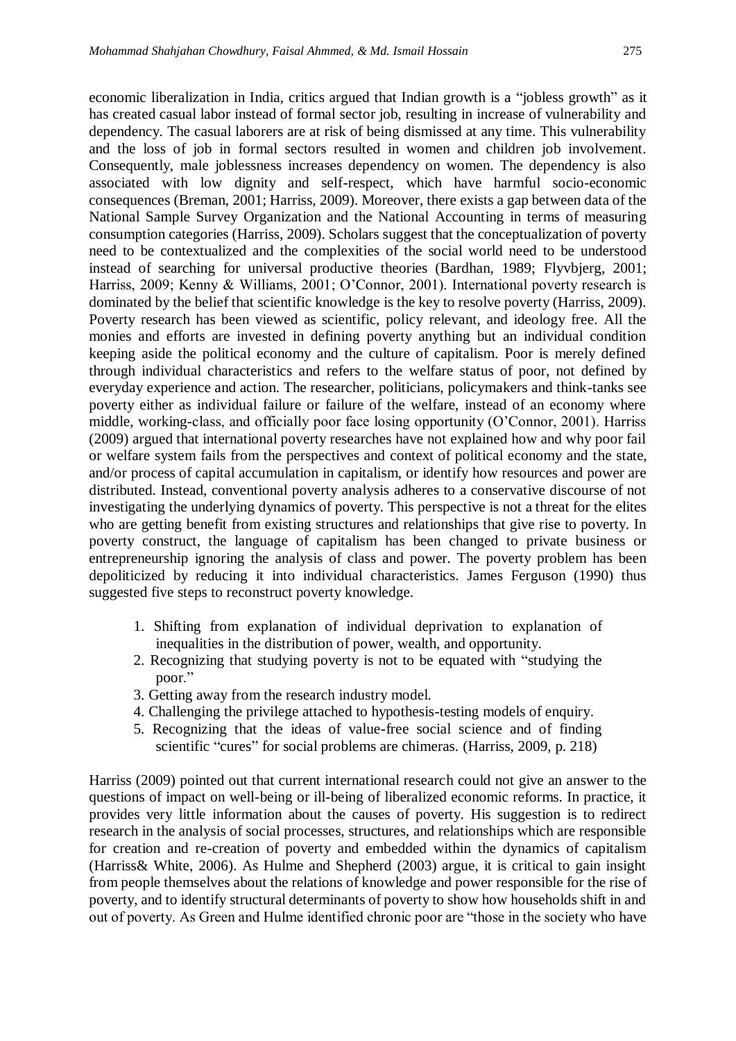economic liberalization in India, critics argued that Indian growth is a "jobless growth" as it has created casual labor instead of formal sector job, resulting in increase of vulnerability and dependency. The casual laborers are at risk of being dismissed at any time. This vulnerability and the loss of job in formal sectors resulted in women and children job involvement. Consequently, male joblessness increases dependency on women. The dependency is also associated with low dignity and self-respect, which have harmful socio-economic consequences (Breman, 2001; Harriss, 2009). Moreover, there exists a gap between data of the National Sample Survey Organization and the National Accounting in terms of measuring consumption categories (Harriss, 2009). Scholars suggest that the conceptualization of poverty need to be contextualized and the complexities of the social world need to be understood instead of searching for universal productive theories (Bardhan, 1989; Flyvbjerg, 2001; Harriss, 2009; Kenny & Williams, 2001; O'Connor, 2001). International poverty research is dominated by the belief that scientific knowledge is the key to resolve poverty (Harriss, 2009). Poverty research has been viewed as scientific, policy relevant, and ideology free. All the monies and efforts are invested in defining poverty anything but an individual condition keeping aside the political economy and the culture of capitalism. Poor is merely defined through individual characteristics and refers to the welfare status of poor, not defined by everyday experience and action. The researcher, politicians, policymakers and think-tanks see poverty either as individual failure or failure of the welfare, instead of an economy where middle, working-class, and officially poor face losing opportunity (O'Connor, 2001). Harriss (2009) argued that international poverty researches have not explained how and why poor fail or welfare system fails from the perspectives and context of political economy and the state, and/or process of capital accumulation in capitalism, or identify how resources and power are distributed. Instead, conventional poverty analysis adheres to a conservative discourse of not investigating the underlying dynamics of poverty. This perspective is not a threat for the elites who are getting benefit from existing structures and relationships that give rise to poverty. In poverty construct, the language of capitalism has been changed to private business or entrepreneurship ignoring the analysis of class and power. The poverty problem has been depoliticized by reducing it into individual characteristics. James Ferguson (1990) thus suggested five steps to reconstruct poverty knowledge.

1. Shifting from explanation of individual deprivation to explanation of inequalities in the distribution of power, wealth, and opportunity.
2. Recognizing that studying poverty is not to be equated with "studying the poor."
3. Getting away from the research industry model.
4. Challenging the privilege attached to hypothesis-testing models of enquiry.
5. Recognizing that the ideas of value-free social science and of finding scientific "cures" for social problems are chimeras. (Harriss, 2009, p. 218)

Harriss (2009) pointed out that current international research could not give an answer to the questions of impact on well-being or ill-being of liberalized economic reforms. In practice, it provides very little information about the causes of poverty. His suggestion is to redirect research in the analysis of social processes, structures, and relationships which are responsible for creation and re-creation of poverty and embedded within the dynamics of capitalism (Harriss& White, 2006). As Hulme and Shepherd (2003) argue, it is critical to gain insight from people themselves about the relations of knowledge and power responsible for the rise of poverty, and to identify structural determinants of poverty to show how households shift in and out of poverty. As Green and Hulme identified chronic poor are "those in the society who have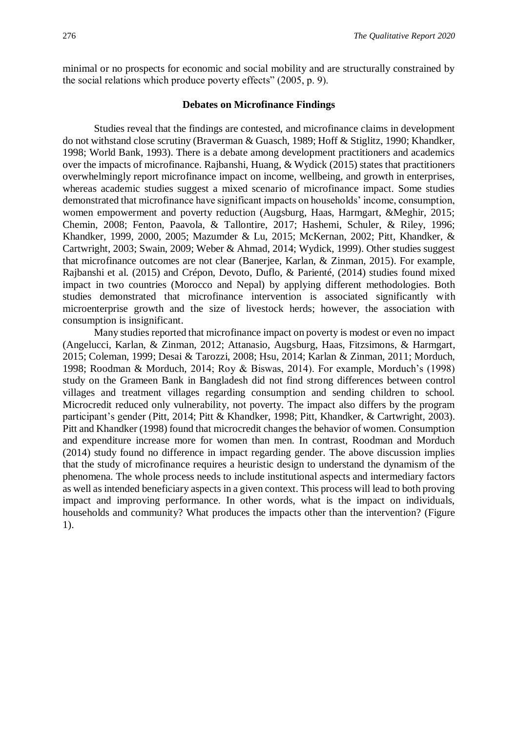minimal or no prospects for economic and social mobility and are structurally constrained by the social relations which produce poverty effects" (2005, p. 9).

### Debates on Microfinance Findings

Studies reveal that the findings are contested, and microfinance claims in development do not withstand close scrutiny (Braverman & Guasch, 1989; Hoff & Stiglitz, 1990; Khandker, 1998; World Bank, 1993). There is a debate among development practitioners and academics over the impacts of microfinance. Rajbanshi, Huang, & Wydick (2015) states that practitioners overwhelmingly report microfinance impact on income, wellbeing, and growth in enterprises, whereas academic studies suggest a mixed scenario of microfinance impact. Some studies demonstrated that microfinance have significant impacts on households' income, consumption, women empowerment and poverty reduction (Augsburg, Haas, Harmgart, &Meghir, 2015; Chemin, 2008; Fenton, Paavola, & Tallontire, 2017; Hashemi, Schuler, & Riley, 1996; Khandker, 1999, 2000, 2005; Mazumder & Lu, 2015; McKernan, 2002; Pitt, Khandker, & Cartwright, 2003; Swain, 2009; Weber & Ahmad, 2014; Wydick, 1999). Other studies suggest that microfinance outcomes are not clear (Banerjee, Karlan, & Zinman, 2015). For example, Rajbanshi et al. (2015) and Crépon, Devoto, Duflo, & Parienté, (2014) studies found mixed impact in two countries (Morocco and Nepal) by applying different methodologies. Both studies demonstrated that microfinance intervention is associated significantly with microenterprise growth and the size of livestock herds; however, the association with consumption is insignificant.

Many studies reported that microfinance impact on poverty is modest or even no impact (Angelucci, Karlan, & Zinman, 2012; Attanasio, Augsburg, Haas, Fitzsimons, & Harmgart, 2015; Coleman, 1999; Desai & Tarozzi, 2008; Hsu, 2014; Karlan & Zinman, 2011; Morduch, 1998; Roodman & Morduch, 2014; Roy & Biswas, 2014). For example, Morduch's (1998) study on the Grameen Bank in Bangladesh did not find strong differences between control villages and treatment villages regarding consumption and sending children to school. Microcredit reduced only vulnerability, not poverty. The impact also differs by the program participant's gender (Pitt, 2014; Pitt & Khandker, 1998; Pitt, Khandker, & Cartwright, 2003). Pitt and Khandker (1998) found that microcredit changes the behavior of women. Consumption and expenditure increase more for women than men. In contrast, Roodman and Morduch (2014) study found no difference in impact regarding gender. The above discussion implies that the study of microfinance requires a heuristic design to understand the dynamism of the phenomena. The whole process needs to include institutional aspects and intermediary factors as well as intended beneficiary aspects in a given context. This process will lead to both proving impact and improving performance. In other words, what is the impact on individuals, households and community? What produces the impacts other than the intervention? (Figure 1).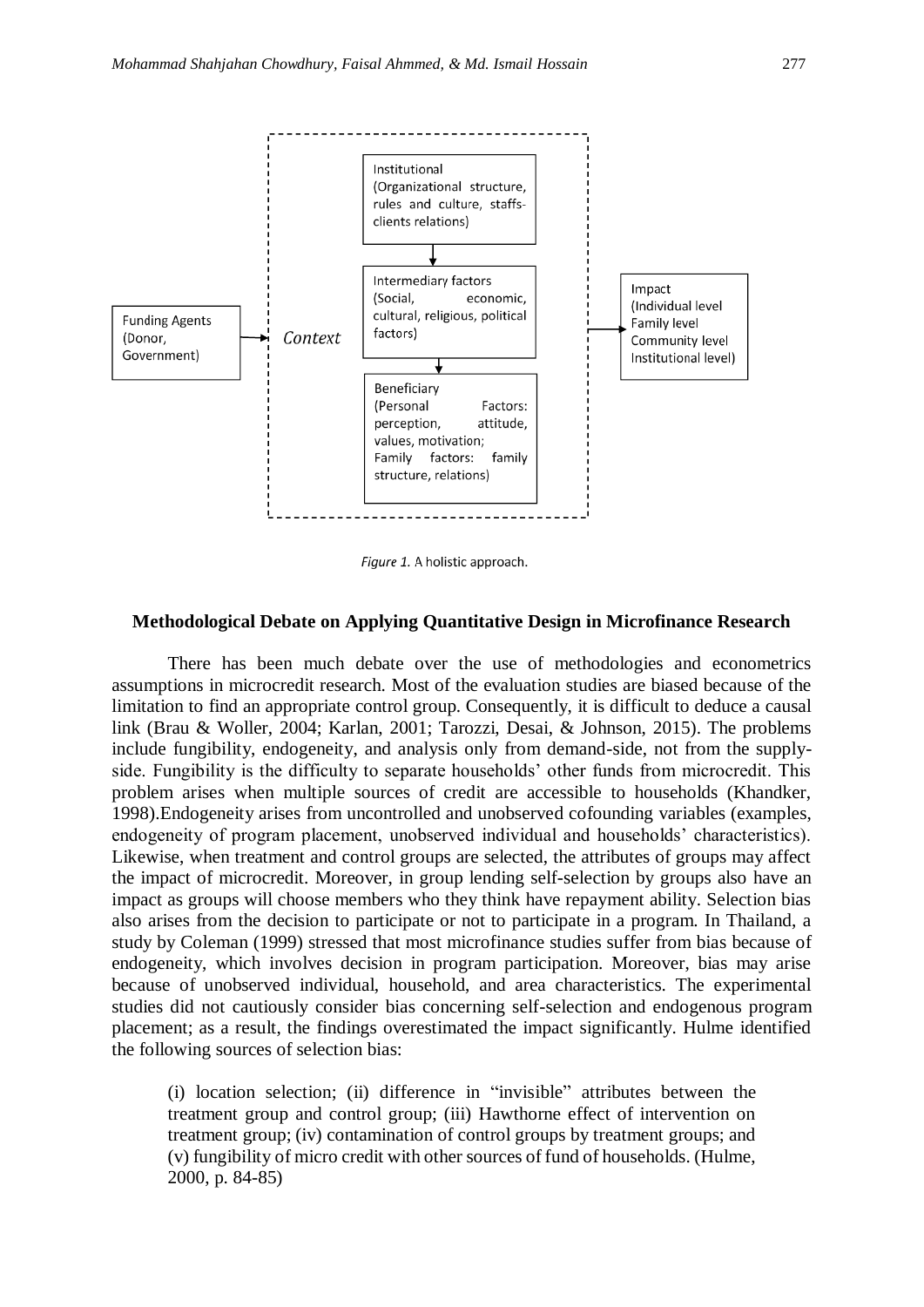Funding Agents (Donor, Government) → Context

Institutional (Organizational structure, rules and culture, staffs-clients relations)

Intermediary factors (Social, economic, cultural, religious, political factors)

Beneficiary (Personal Factors: perception, attitude, values, motivation; Family factors: family structure, relations)

→ Impact (Individual level Family level Community level Institutional level)

*Figure 1.* A holistic approach.

## Methodological Debate on Applying Quantitative Design in Microfinance Research

There has been much debate over the use of methodologies and econometrics assumptions in microcredit research. Most of the evaluation studies are biased because of the limitation to find an appropriate control group. Consequently, it is difficult to deduce a causal link (Brau & Woller, 2004; Karlan, 2001; Tarozzi, Desai, & Johnson, 2015). The problems include fungibility, endogeneity, and analysis only from demand-side, not from the supply-side. Fungibility is the difficulty to separate households' other funds from microcredit. This problem arises when multiple sources of credit are accessible to households (Khandker, 1998).Endogeneity arises from uncontrolled and unobserved cofounding variables (examples, endogeneity of program placement, unobserved individual and households' characteristics). Likewise, when treatment and control groups are selected, the attributes of groups may affect the impact of microcredit. Moreover, in group lending self-selection by groups also have an impact as groups will choose members who they think have repayment ability. Selection bias also arises from the decision to participate or not to participate in a program. In Thailand, a study by Coleman (1999) stressed that most microfinance studies suffer from bias because of endogeneity, which involves decision in program participation. Moreover, bias may arise because of unobserved individual, household, and area characteristics. The experimental studies did not cautiously consider bias concerning self-selection and endogenous program placement; as a result, the findings overestimated the impact significantly. Hulme identified the following sources of selection bias:

> (i) location selection; (ii) difference in "invisible" attributes between the treatment group and control group; (iii) Hawthorne effect of intervention on treatment group; (iv) contamination of control groups by treatment groups; and (v) fungibility of micro credit with other sources of fund of households. (Hulme, 2000, p. 84-85)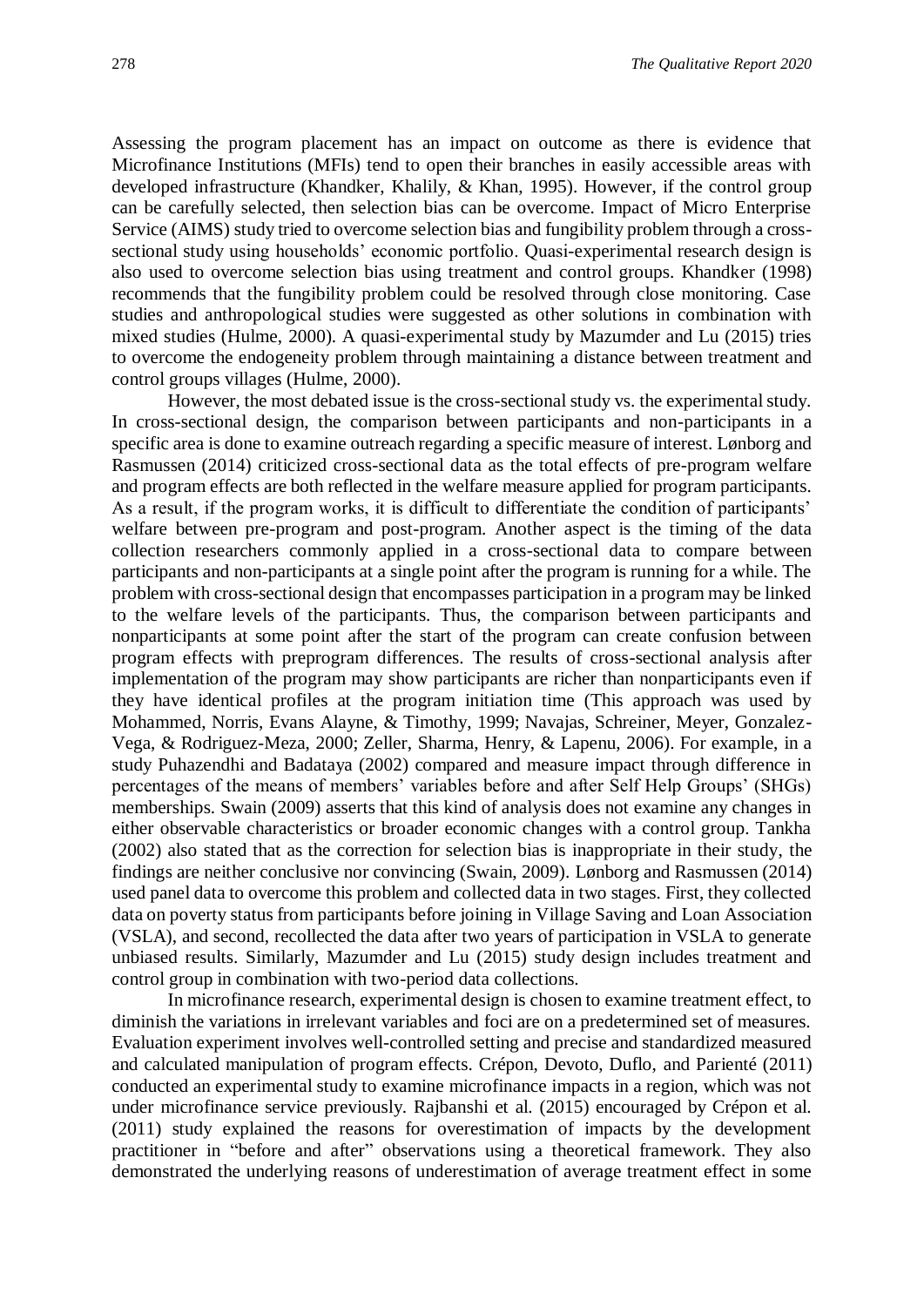Assessing the program placement has an impact on outcome as there is evidence that Microfinance Institutions (MFIs) tend to open their branches in easily accessible areas with developed infrastructure (Khandker, Khalily, & Khan, 1995). However, if the control group can be carefully selected, then selection bias can be overcome. Impact of Micro Enterprise Service (AIMS) study tried to overcome selection bias and fungibility problem through a cross-sectional study using households' economic portfolio. Quasi-experimental research design is also used to overcome selection bias using treatment and control groups. Khandker (1998) recommends that the fungibility problem could be resolved through close monitoring. Case studies and anthropological studies were suggested as other solutions in combination with mixed studies (Hulme, 2000). A quasi-experimental study by Mazumder and Lu (2015) tries to overcome the endogeneity problem through maintaining a distance between treatment and control groups villages (Hulme, 2000).

However, the most debated issue is the cross-sectional study vs. the experimental study. In cross-sectional design, the comparison between participants and non-participants in a specific area is done to examine outreach regarding a specific measure of interest. Lønborg and Rasmussen (2014) criticized cross-sectional data as the total effects of pre-program welfare and program effects are both reflected in the welfare measure applied for program participants. As a result, if the program works, it is difficult to differentiate the condition of participants' welfare between pre-program and post-program. Another aspect is the timing of the data collection researchers commonly applied in a cross-sectional data to compare between participants and non-participants at a single point after the program is running for a while. The problem with cross-sectional design that encompasses participation in a program may be linked to the welfare levels of the participants. Thus, the comparison between participants and nonparticipants at some point after the start of the program can create confusion between program effects with preprogram differences. The results of cross-sectional analysis after implementation of the program may show participants are richer than nonparticipants even if they have identical profiles at the program initiation time (This approach was used by Mohammed, Norris, Evans Alayne, & Timothy, 1999; Navajas, Schreiner, Meyer, Gonzalez-Vega, & Rodriguez-Meza, 2000; Zeller, Sharma, Henry, & Lapenu, 2006). For example, in a study Puhazendhi and Badataya (2002) compared and measure impact through difference in percentages of the means of members' variables before and after Self Help Groups' (SHGs) memberships. Swain (2009) asserts that this kind of analysis does not examine any changes in either observable characteristics or broader economic changes with a control group. Tankha (2002) also stated that as the correction for selection bias is inappropriate in their study, the findings are neither conclusive nor convincing (Swain, 2009). Lønborg and Rasmussen (2014) used panel data to overcome this problem and collected data in two stages. First, they collected data on poverty status from participants before joining in Village Saving and Loan Association (VSLA), and second, recollected the data after two years of participation in VSLA to generate unbiased results. Similarly, Mazumder and Lu (2015) study design includes treatment and control group in combination with two-period data collections.

In microfinance research, experimental design is chosen to examine treatment effect, to diminish the variations in irrelevant variables and foci are on a predetermined set of measures. Evaluation experiment involves well-controlled setting and precise and standardized measured and calculated manipulation of program effects. Crépon, Devoto, Duflo, and Parienté (2011) conducted an experimental study to examine microfinance impacts in a region, which was not under microfinance service previously. Rajbanshi et al. (2015) encouraged by Crépon et al. (2011) study explained the reasons for overestimation of impacts by the development practitioner in "before and after" observations using a theoretical framework. They also demonstrated the underlying reasons of underestimation of average treatment effect in some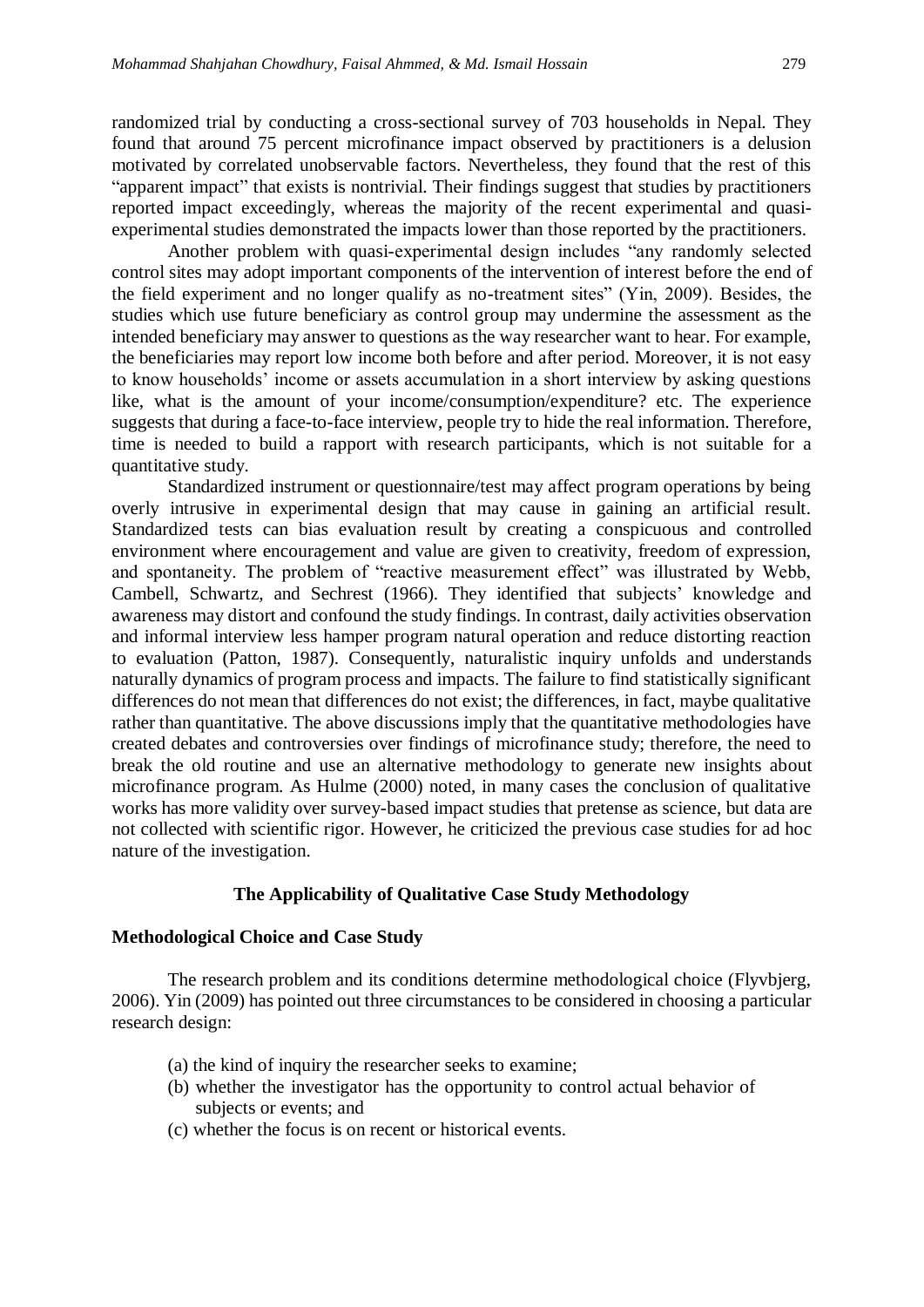randomized trial by conducting a cross-sectional survey of 703 households in Nepal. They found that around 75 percent microfinance impact observed by practitioners is a delusion motivated by correlated unobservable factors. Nevertheless, they found that the rest of this "apparent impact" that exists is nontrivial. Their findings suggest that studies by practitioners reported impact exceedingly, whereas the majority of the recent experimental and quasi-experimental studies demonstrated the impacts lower than those reported by the practitioners.

Another problem with quasi-experimental design includes "any randomly selected control sites may adopt important components of the intervention of interest before the end of the field experiment and no longer qualify as no-treatment sites" (Yin, 2009). Besides, the studies which use future beneficiary as control group may undermine the assessment as the intended beneficiary may answer to questions as the way researcher want to hear. For example, the beneficiaries may report low income both before and after period. Moreover, it is not easy to know households' income or assets accumulation in a short interview by asking questions like, what is the amount of your income/consumption/expenditure? etc. The experience suggests that during a face-to-face interview, people try to hide the real information. Therefore, time is needed to build a rapport with research participants, which is not suitable for a quantitative study.

Standardized instrument or questionnaire/test may affect program operations by being overly intrusive in experimental design that may cause in gaining an artificial result. Standardized tests can bias evaluation result by creating a conspicuous and controlled environment where encouragement and value are given to creativity, freedom of expression, and spontaneity. The problem of "reactive measurement effect" was illustrated by Webb, Cambell, Schwartz, and Sechrest (1966). They identified that subjects' knowledge and awareness may distort and confound the study findings. In contrast, daily activities observation and informal interview less hamper program natural operation and reduce distorting reaction to evaluation (Patton, 1987). Consequently, naturalistic inquiry unfolds and understands naturally dynamics of program process and impacts. The failure to find statistically significant differences do not mean that differences do not exist; the differences, in fact, maybe qualitative rather than quantitative. The above discussions imply that the quantitative methodologies have created debates and controversies over findings of microfinance study; therefore, the need to break the old routine and use an alternative methodology to generate new insights about microfinance program. As Hulme (2000) noted, in many cases the conclusion of qualitative works has more validity over survey-based impact studies that pretense as science, but data are not collected with scientific rigor. However, he criticized the previous case studies for ad hoc nature of the investigation.

## The Applicability of Qualitative Case Study Methodology

### Methodological Choice and Case Study

The research problem and its conditions determine methodological choice (Flyvbjerg, 2006). Yin (2009) has pointed out three circumstances to be considered in choosing a particular research design:

(a) the kind of inquiry the researcher seeks to examine;
(b) whether the investigator has the opportunity to control actual behavior of subjects or events; and
(c) whether the focus is on recent or historical events.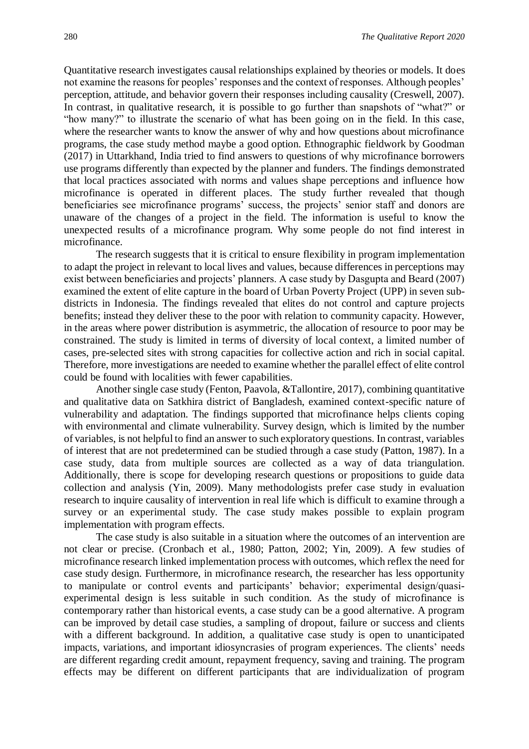Quantitative research investigates causal relationships explained by theories or models. It does not examine the reasons for peoples' responses and the context of responses. Although peoples' perception, attitude, and behavior govern their responses including causality (Creswell, 2007). In contrast, in qualitative research, it is possible to go further than snapshots of "what?" or "how many?" to illustrate the scenario of what has been going on in the field. In this case, where the researcher wants to know the answer of why and how questions about microfinance programs, the case study method maybe a good option. Ethnographic fieldwork by Goodman (2017) in Uttarkhand, India tried to find answers to questions of why microfinance borrowers use programs differently than expected by the planner and funders. The findings demonstrated that local practices associated with norms and values shape perceptions and influence how microfinance is operated in different places. The study further revealed that though beneficiaries see microfinance programs' success, the projects' senior staff and donors are unaware of the changes of a project in the field. The information is useful to know the unexpected results of a microfinance program. Why some people do not find interest in microfinance.

The research suggests that it is critical to ensure flexibility in program implementation to adapt the project in relevant to local lives and values, because differences in perceptions may exist between beneficiaries and projects' planners. A case study by Dasgupta and Beard (2007) examined the extent of elite capture in the board of Urban Poverty Project (UPP) in seven sub-districts in Indonesia. The findings revealed that elites do not control and capture projects benefits; instead they deliver these to the poor with relation to community capacity. However, in the areas where power distribution is asymmetric, the allocation of resource to poor may be constrained. The study is limited in terms of diversity of local context, a limited number of cases, pre-selected sites with strong capacities for collective action and rich in social capital. Therefore, more investigations are needed to examine whether the parallel effect of elite control could be found with localities with fewer capabilities.

Another single case study (Fenton, Paavola, &Tallontire, 2017), combining quantitative and qualitative data on Satkhira district of Bangladesh, examined context-specific nature of vulnerability and adaptation. The findings supported that microfinance helps clients coping with environmental and climate vulnerability. Survey design, which is limited by the number of variables, is not helpful to find an answer to such exploratory questions. In contrast, variables of interest that are not predetermined can be studied through a case study (Patton, 1987). In a case study, data from multiple sources are collected as a way of data triangulation. Additionally, there is scope for developing research questions or propositions to guide data collection and analysis (Yin, 2009). Many methodologists prefer case study in evaluation research to inquire causality of intervention in real life which is difficult to examine through a survey or an experimental study. The case study makes possible to explain program implementation with program effects.

The case study is also suitable in a situation where the outcomes of an intervention are not clear or precise. (Cronbach et al., 1980; Patton, 2002; Yin, 2009). A few studies of microfinance research linked implementation process with outcomes, which reflex the need for case study design. Furthermore, in microfinance research, the researcher has less opportunity to manipulate or control events and participants' behavior; experimental design/quasi-experimental design is less suitable in such condition. As the study of microfinance is contemporary rather than historical events, a case study can be a good alternative. A program can be improved by detail case studies, a sampling of dropout, failure or success and clients with a different background. In addition, a qualitative case study is open to unanticipated impacts, variations, and important idiosyncrasies of program experiences. The clients' needs are different regarding credit amount, repayment frequency, saving and training. The program effects may be different on different participants that are individualization of program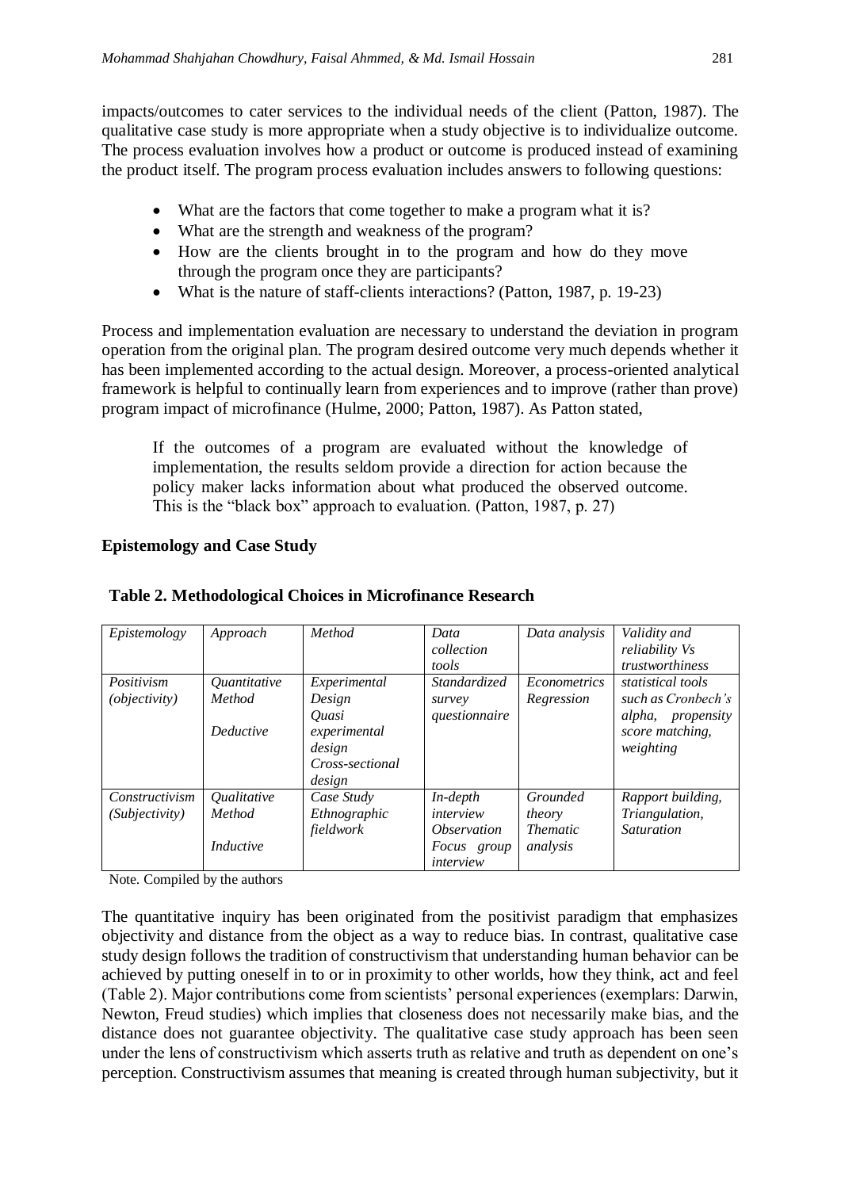impacts/outcomes to cater services to the individual needs of the client (Patton, 1987). The qualitative case study is more appropriate when a study objective is to individualize outcome. The process evaluation involves how a product or outcome is produced instead of examining the product itself. The program process evaluation includes answers to following questions:

- What are the factors that come together to make a program what it is?
- What are the strength and weakness of the program?
- How are the clients brought in to the program and how do they move through the program once they are participants?
- What is the nature of staff-clients interactions? (Patton, 1987, p. 19-23)

Process and implementation evaluation are necessary to understand the deviation in program operation from the original plan. The program desired outcome very much depends whether it has been implemented according to the actual design. Moreover, a process-oriented analytical framework is helpful to continually learn from experiences and to improve (rather than prove) program impact of microfinance (Hulme, 2000; Patton, 1987). As Patton stated,

> If the outcomes of a program are evaluated without the knowledge of implementation, the results seldom provide a direction for action because the policy maker lacks information about what produced the observed outcome. This is the "black box" approach to evaluation. (Patton, 1987, p. 27)

**Epistemology and Case Study**

**Table 2. Methodological Choices in Microfinance Research**

| *Epistemology* | *Approach* | *Method* | *Data collection tools* | *Data analysis* | *Validity and reliability Vs trustworthiness* |
|---|---|---|---|---|---|
| *Positivism (objectivity)* | *Quantitative Method* <br> *Deductive* | *Experimental Design* <br> *Quasi experimental design* <br> *Cross-sectional design* | *Standardized survey questionnaire* | *Econometrics Regression* | *statistical tools such as Cronbech's alpha, propensity score matching, weighting* |
| *Constructivism (Subjectivity)* | *Qualitative Method* <br> *Inductive* | *Case Study* <br> *Ethnographic fieldwork* | *In-depth interview* <br> *Observation* <br> *Focus group interview* | *Grounded theory* <br> *Thematic analysis* | *Rapport building, Triangulation, Saturation* |

Note. Compiled by the authors

The quantitative inquiry has been originated from the positivist paradigm that emphasizes objectivity and distance from the object as a way to reduce bias. In contrast, qualitative case study design follows the tradition of constructivism that understanding human behavior can be achieved by putting oneself in to or in proximity to other worlds, how they think, act and feel (Table 2). Major contributions come from scientists' personal experiences (exemplars: Darwin, Newton, Freud studies) which implies that closeness does not necessarily make bias, and the distance does not guarantee objectivity. The qualitative case study approach has been seen under the lens of constructivism which asserts truth as relative and truth as dependent on one's perception. Constructivism assumes that meaning is created through human subjectivity, but it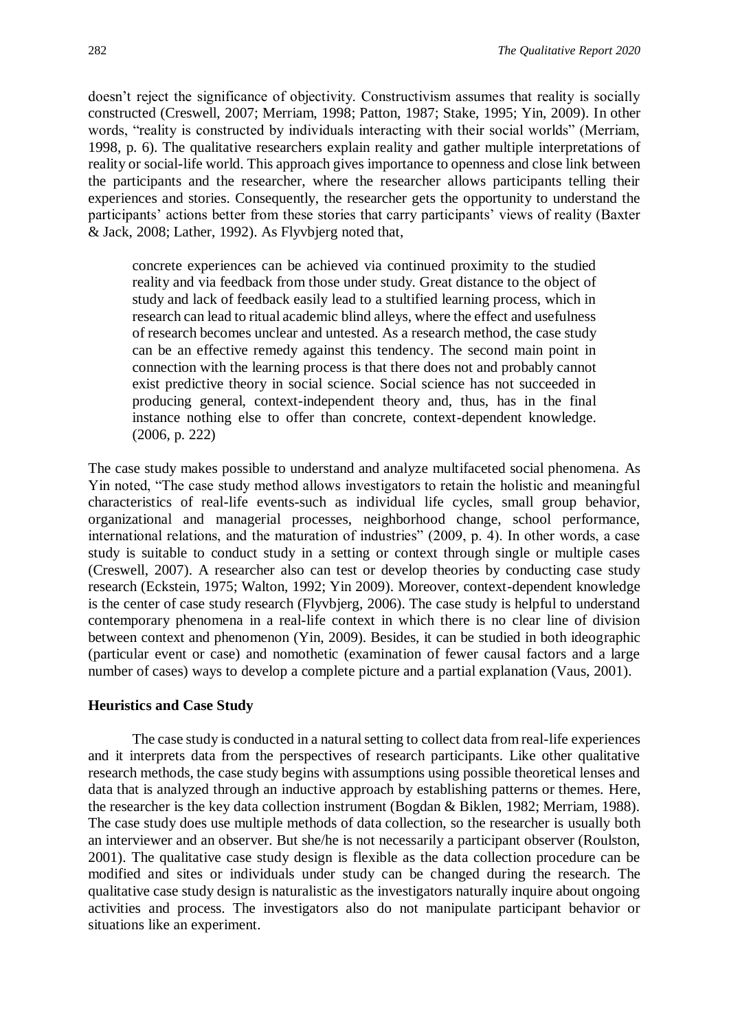doesn't reject the significance of objectivity. Constructivism assumes that reality is socially constructed (Creswell, 2007; Merriam, 1998; Patton, 1987; Stake, 1995; Yin, 2009). In other words, "reality is constructed by individuals interacting with their social worlds" (Merriam, 1998, p. 6). The qualitative researchers explain reality and gather multiple interpretations of reality or social-life world. This approach gives importance to openness and close link between the participants and the researcher, where the researcher allows participants telling their experiences and stories. Consequently, the researcher gets the opportunity to understand the participants' actions better from these stories that carry participants' views of reality (Baxter & Jack, 2008; Lather, 1992). As Flyvbjerg noted that,

> concrete experiences can be achieved via continued proximity to the studied reality and via feedback from those under study. Great distance to the object of study and lack of feedback easily lead to a stultified learning process, which in research can lead to ritual academic blind alleys, where the effect and usefulness of research becomes unclear and untested. As a research method, the case study can be an effective remedy against this tendency. The second main point in connection with the learning process is that there does not and probably cannot exist predictive theory in social science. Social science has not succeeded in producing general, context-independent theory and, thus, has in the final instance nothing else to offer than concrete, context-dependent knowledge. (2006, p. 222)

The case study makes possible to understand and analyze multifaceted social phenomena. As Yin noted, "The case study method allows investigators to retain the holistic and meaningful characteristics of real-life events-such as individual life cycles, small group behavior, organizational and managerial processes, neighborhood change, school performance, international relations, and the maturation of industries" (2009, p. 4). In other words, a case study is suitable to conduct study in a setting or context through single or multiple cases (Creswell, 2007). A researcher also can test or develop theories by conducting case study research (Eckstein, 1975; Walton, 1992; Yin 2009). Moreover, context-dependent knowledge is the center of case study research (Flyvbjerg, 2006). The case study is helpful to understand contemporary phenomena in a real-life context in which there is no clear line of division between context and phenomenon (Yin, 2009). Besides, it can be studied in both ideographic (particular event or case) and nomothetic (examination of fewer causal factors and a large number of cases) ways to develop a complete picture and a partial explanation (Vaus, 2001).

### Heuristics and Case Study

The case study is conducted in a natural setting to collect data from real-life experiences and it interprets data from the perspectives of research participants. Like other qualitative research methods, the case study begins with assumptions using possible theoretical lenses and data that is analyzed through an inductive approach by establishing patterns or themes. Here, the researcher is the key data collection instrument (Bogdan & Biklen, 1982; Merriam, 1988). The case study does use multiple methods of data collection, so the researcher is usually both an interviewer and an observer. But she/he is not necessarily a participant observer (Roulston, 2001). The qualitative case study design is flexible as the data collection procedure can be modified and sites or individuals under study can be changed during the research. The qualitative case study design is naturalistic as the investigators naturally inquire about ongoing activities and process. The investigators also do not manipulate participant behavior or situations like an experiment.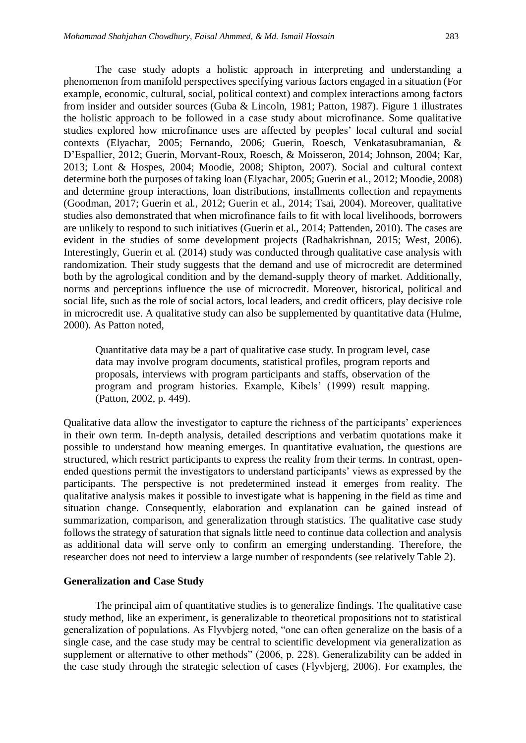The case study adopts a holistic approach in interpreting and understanding a phenomenon from manifold perspectives specifying various factors engaged in a situation (For example, economic, cultural, social, political context) and complex interactions among factors from insider and outsider sources (Guba & Lincoln, 1981; Patton, 1987). Figure 1 illustrates the holistic approach to be followed in a case study about microfinance. Some qualitative studies explored how microfinance uses are affected by peoples' local cultural and social contexts (Elyachar, 2005; Fernando, 2006; Guerin, Roesch, Venkatasubramanian, & D'Espallier, 2012; Guerin, Morvant-Roux, Roesch, & Moisseron, 2014; Johnson, 2004; Kar, 2013; Lont & Hospes, 2004; Moodie, 2008; Shipton, 2007). Social and cultural context determine both the purposes of taking loan (Elyachar, 2005; Guerin et al., 2012; Moodie, 2008) and determine group interactions, loan distributions, installments collection and repayments (Goodman, 2017; Guerin et al., 2012; Guerin et al., 2014; Tsai, 2004). Moreover, qualitative studies also demonstrated that when microfinance fails to fit with local livelihoods, borrowers are unlikely to respond to such initiatives (Guerin et al., 2014; Pattenden, 2010). The cases are evident in the studies of some development projects (Radhakrishnan, 2015; West, 2006). Interestingly, Guerin et al. (2014) study was conducted through qualitative case analysis with randomization. Their study suggests that the demand and use of microcredit are determined both by the agrological condition and by the demand-supply theory of market. Additionally, norms and perceptions influence the use of microcredit. Moreover, historical, political and social life, such as the role of social actors, local leaders, and credit officers, play decisive role in microcredit use. A qualitative study can also be supplemented by quantitative data (Hulme, 2000). As Patton noted,

> Quantitative data may be a part of qualitative case study. In program level, case data may involve program documents, statistical profiles, program reports and proposals, interviews with program participants and staffs, observation of the program and program histories. Example, Kibels' (1999) result mapping. (Patton, 2002, p. 449).

Qualitative data allow the investigator to capture the richness of the participants' experiences in their own term. In-depth analysis, detailed descriptions and verbatim quotations make it possible to understand how meaning emerges. In quantitative evaluation, the questions are structured, which restrict participants to express the reality from their terms. In contrast, open-ended questions permit the investigators to understand participants' views as expressed by the participants. The perspective is not predetermined instead it emerges from reality. The qualitative analysis makes it possible to investigate what is happening in the field as time and situation change. Consequently, elaboration and explanation can be gained instead of summarization, comparison, and generalization through statistics. The qualitative case study follows the strategy of saturation that signals little need to continue data collection and analysis as additional data will serve only to confirm an emerging understanding. Therefore, the researcher does not need to interview a large number of respondents (see relatively Table 2).

**Generalization and Case Study**

The principal aim of quantitative studies is to generalize findings. The qualitative case study method, like an experiment, is generalizable to theoretical propositions not to statistical generalization of populations. As Flyvbjerg noted, "one can often generalize on the basis of a single case, and the case study may be central to scientific development via generalization as supplement or alternative to other methods" (2006, p. 228). Generalizability can be added in the case study through the strategic selection of cases (Flyvbjerg, 2006). For examples, the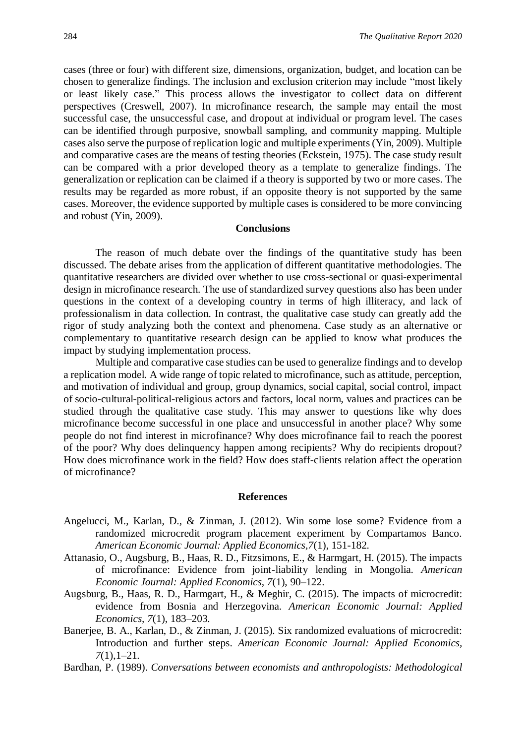cases (three or four) with different size, dimensions, organization, budget, and location can be chosen to generalize findings. The inclusion and exclusion criterion may include "most likely or least likely case." This process allows the investigator to collect data on different perspectives (Creswell, 2007). In microfinance research, the sample may entail the most successful case, the unsuccessful case, and dropout at individual or program level. The cases can be identified through purposive, snowball sampling, and community mapping. Multiple cases also serve the purpose of replication logic and multiple experiments (Yin, 2009). Multiple and comparative cases are the means of testing theories (Eckstein, 1975). The case study result can be compared with a prior developed theory as a template to generalize findings. The generalization or replication can be claimed if a theory is supported by two or more cases. The results may be regarded as more robust, if an opposite theory is not supported by the same cases. Moreover, the evidence supported by multiple cases is considered to be more convincing and robust (Yin, 2009).

## Conclusions

The reason of much debate over the findings of the quantitative study has been discussed. The debate arises from the application of different quantitative methodologies. The quantitative researchers are divided over whether to use cross-sectional or quasi-experimental design in microfinance research. The use of standardized survey questions also has been under questions in the context of a developing country in terms of high illiteracy, and lack of professionalism in data collection. In contrast, the qualitative case study can greatly add the rigor of study analyzing both the context and phenomena. Case study as an alternative or complementary to quantitative research design can be applied to know what produces the impact by studying implementation process.

Multiple and comparative case studies can be used to generalize findings and to develop a replication model. A wide range of topic related to microfinance, such as attitude, perception, and motivation of individual and group, group dynamics, social capital, social control, impact of socio-cultural-political-religious actors and factors, local norm, values and practices can be studied through the qualitative case study. This may answer to questions like why does microfinance become successful in one place and unsuccessful in another place? Why some people do not find interest in microfinance? Why does microfinance fail to reach the poorest of the poor? Why does delinquency happen among recipients? Why do recipients dropout? How does microfinance work in the field? How does staff-clients relation affect the operation of microfinance?

## References

Angelucci, M., Karlan, D., & Zinman, J. (2012). Win some lose some? Evidence from a randomized microcredit program placement experiment by Compartamos Banco. *American Economic Journal: Applied Economics*,*7*(1), 151-182.

Attanasio, O., Augsburg, B., Haas, R. D., Fitzsimons, E., & Harmgart, H. (2015). The impacts of microfinance: Evidence from joint-liability lending in Mongolia. *American Economic Journal: Applied Economics*, *7*(1), 90–122.

Augsburg, B., Haas, R. D., Harmgart, H., & Meghir, C. (2015). The impacts of microcredit: evidence from Bosnia and Herzegovina. *American Economic Journal: Applied Economics*, *7*(1), 183–203.

Banerjee, B. A., Karlan, D., & Zinman, J. (2015). Six randomized evaluations of microcredit: Introduction and further steps. *American Economic Journal: Applied Economics*, *7*(1),1–21.

Bardhan, P. (1989). *Conversations between economists and anthropologists: Methodological*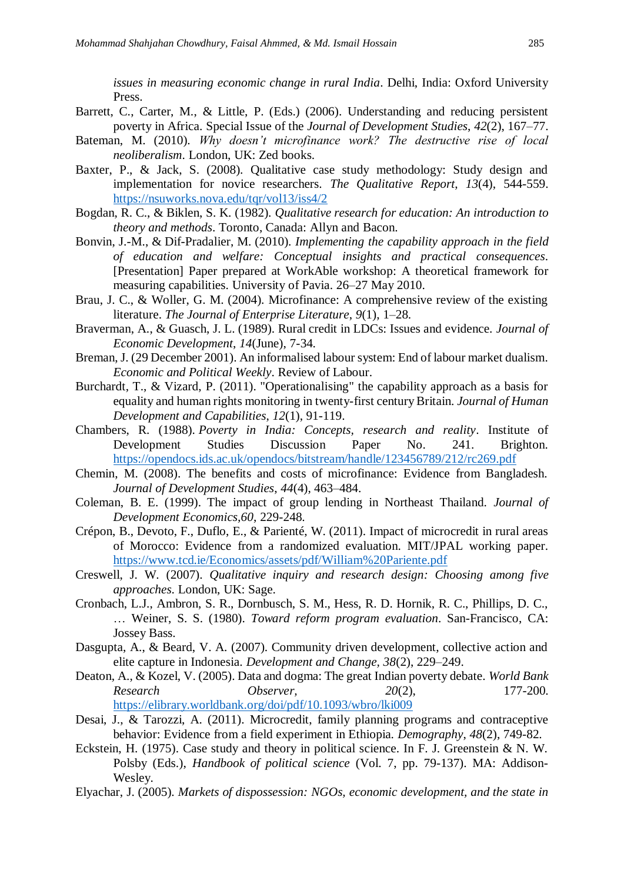*issues in measuring economic change in rural India*. Delhi, India: Oxford University Press.

Barrett, C., Carter, M., & Little, P. (Eds.) (2006). Understanding and reducing persistent poverty in Africa. Special Issue of the *Journal of Development Studies*, *42*(2), 167–77.

Bateman, M. (2010). *Why doesn't microfinance work? The destructive rise of local neoliberalism*. London, UK: Zed books.

Baxter, P., & Jack, S. (2008). Qualitative case study methodology: Study design and implementation for novice researchers. *The Qualitative Report*, *13*(4), 544-559. https://nsuworks.nova.edu/tqr/vol13/iss4/2

Bogdan, R. C., & Biklen, S. K. (1982). *Qualitative research for education: An introduction to theory and methods*. Toronto, Canada: Allyn and Bacon.

Bonvin, J.-M., & Dif-Pradalier, M. (2010). *Implementing the capability approach in the field of education and welfare: Conceptual insights and practical consequences*. [Presentation] Paper prepared at WorkAble workshop: A theoretical framework for measuring capabilities. University of Pavia. 26–27 May 2010.

Brau, J. C., & Woller, G. M. (2004). Microfinance: A comprehensive review of the existing literature. *The Journal of Enterprise Literature*, *9*(1), 1–28.

Braverman, A., & Guasch, J. L. (1989). Rural credit in LDCs: Issues and evidence. *Journal of Economic Development*, *14*(June), 7-34.

Breman, J. (29 December 2001). An informalised labour system: End of labour market dualism. *Economic and Political Weekly*. Review of Labour.

Burchardt, T., & Vizard, P. (2011). "Operationalising" the capability approach as a basis for equality and human rights monitoring in twenty-first century Britain. *Journal of Human Development and Capabilities*, *12*(1), 91-119.

Chambers, R. (1988). *Poverty in India: Concepts, research and reality*. Institute of Development Studies Discussion Paper No. 241. Brighton. https://opendocs.ids.ac.uk/opendocs/bitstream/handle/123456789/212/rc269.pdf

Chemin, M. (2008). The benefits and costs of microfinance: Evidence from Bangladesh. *Journal of Development Studies*, *44*(4), 463–484.

Coleman, B. E. (1999). The impact of group lending in Northeast Thailand. *Journal of Development Economics,60*, 229-248.

Crépon, B., Devoto, F., Duflo, E., & Parienté, W. (2011). Impact of microcredit in rural areas of Morocco: Evidence from a randomized evaluation. MIT/JPAL working paper. https://www.tcd.ie/Economics/assets/pdf/William%20Pariente.pdf

Creswell, J. W. (2007). *Qualitative inquiry and research design: Choosing among five approaches*. London, UK: Sage.

Cronbach, L.J., Ambron, S. R., Dornbusch, S. M., Hess, R. D. Hornik, R. C., Phillips, D. C., … Weiner, S. S. (1980). *Toward reform program evaluation*. San-Francisco, CA: Jossey Bass.

Dasgupta, A., & Beard, V. A. (2007). Community driven development, collective action and elite capture in Indonesia. *Development and Change*, *38*(2), 229–249.

Deaton, A., & Kozel, V. (2005). Data and dogma: The great Indian poverty debate. *World Bank Research Observer, 20*(2), 177-200. https://elibrary.worldbank.org/doi/pdf/10.1093/wbro/lki009

Desai, J., & Tarozzi, A. (2011). Microcredit, family planning programs and contraceptive behavior: Evidence from a field experiment in Ethiopia. *Demography*, *48*(2), 749-82.

Eckstein, H. (1975). Case study and theory in political science. In F. J. Greenstein & N. W. Polsby (Eds.), *Handbook of political science* (Vol. 7, pp. 79-137). MA: Addison-Wesley.

Elyachar, J. (2005). *Markets of dispossession: NGOs, economic development, and the state in*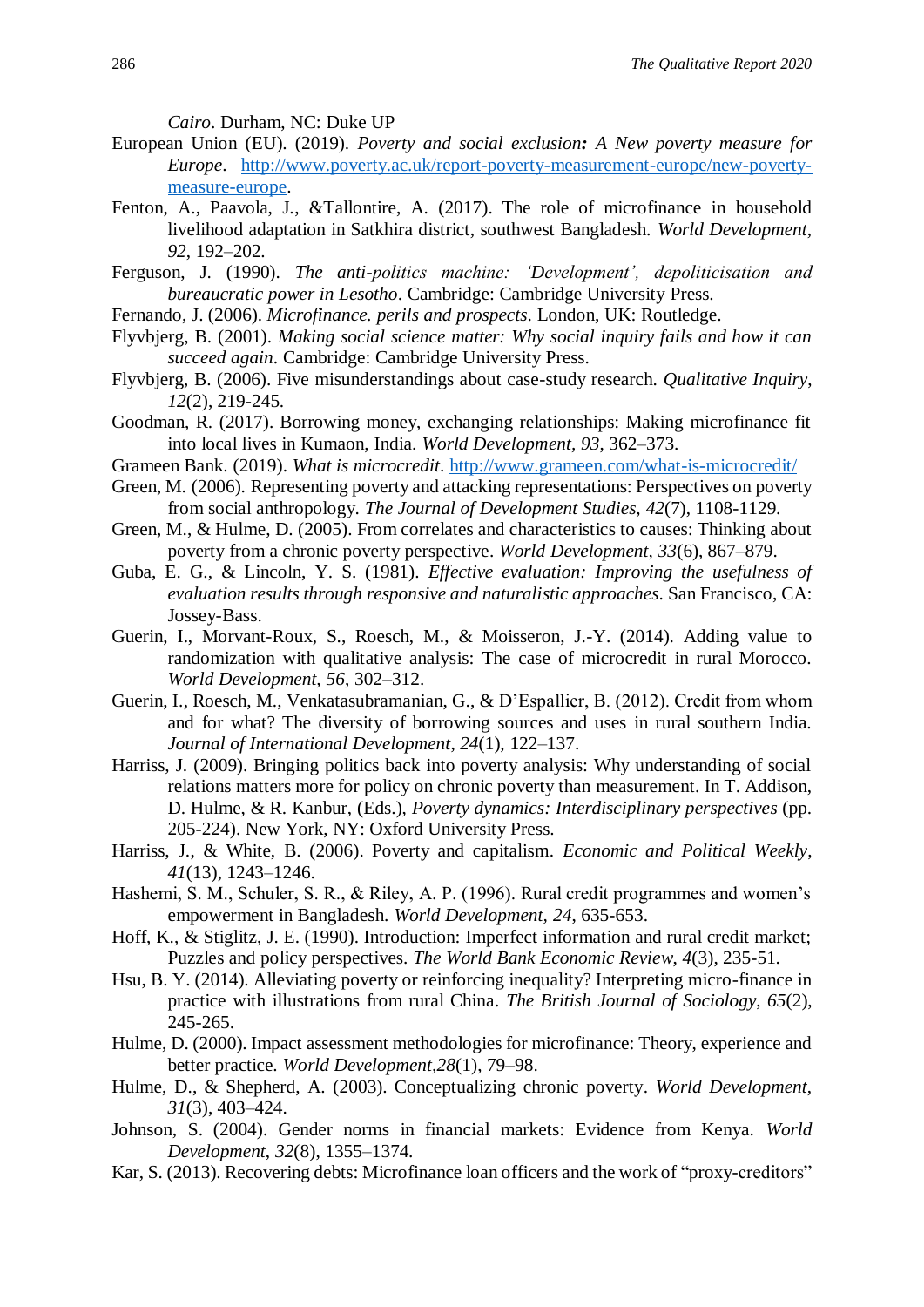*Cairo*. Durham, NC: Duke UP

European Union (EU). (2019). *Poverty and social exclusion: A New poverty measure for Europe*. http://www.poverty.ac.uk/report-poverty-measurement-europe/new-poverty-measure-europe.

Fenton, A., Paavola, J., &Tallontire, A. (2017). The role of microfinance in household livelihood adaptation in Satkhira district, southwest Bangladesh. *World Development*, *92*, 192–202.

Ferguson, J. (1990). *The anti-politics machine: 'Development', depoliticisation and bureaucratic power in Lesotho*. Cambridge: Cambridge University Press.

Fernando, J. (2006). *Microfinance. perils and prospects*. London, UK: Routledge.

Flyvbjerg, B. (2001). *Making social science matter: Why social inquiry fails and how it can succeed again*. Cambridge: Cambridge University Press.

Flyvbjerg, B. (2006). Five misunderstandings about case-study research. *Qualitative Inquiry*, *12*(2), 219-245.

Goodman, R. (2017). Borrowing money, exchanging relationships: Making microfinance fit into local lives in Kumaon, India. *World Development, 93*, 362–373.

Grameen Bank. (2019). *What is microcredit*. http://www.grameen.com/what-is-microcredit/

Green, M. (2006). Representing poverty and attacking representations: Perspectives on poverty from social anthropology. *The Journal of Development Studies, 42*(7), 1108-1129.

Green, M., & Hulme, D. (2005). From correlates and characteristics to causes: Thinking about poverty from a chronic poverty perspective. *World Development, 33*(6), 867–879.

Guba, E. G., & Lincoln, Y. S. (1981). *Effective evaluation: Improving the usefulness of evaluation results through responsive and naturalistic approaches*. San Francisco, CA: Jossey-Bass.

Guerin, I., Morvant-Roux, S., Roesch, M., & Moisseron, J.-Y. (2014). Adding value to randomization with qualitative analysis: The case of microcredit in rural Morocco. *World Development, 56*, 302–312.

Guerin, I., Roesch, M., Venkatasubramanian, G., & D'Espallier, B. (2012). Credit from whom and for what? The diversity of borrowing sources and uses in rural southern India. *Journal of International Development*, *24*(1), 122–137.

Harriss, J. (2009). Bringing politics back into poverty analysis: Why understanding of social relations matters more for policy on chronic poverty than measurement. In T. Addison, D. Hulme, & R. Kanbur, (Eds.), *Poverty dynamics: Interdisciplinary perspectives* (pp. 205-224). New York, NY: Oxford University Press.

Harriss, J., & White, B. (2006). Poverty and capitalism. *Economic and Political Weekly*, *41*(13), 1243–1246.

Hashemi, S. M., Schuler, S. R., & Riley, A. P. (1996). Rural credit programmes and women's empowerment in Bangladesh. *World Development, 24*, 635-653.

Hoff, K., & Stiglitz, J. E. (1990). Introduction: Imperfect information and rural credit market; Puzzles and policy perspectives. *The World Bank Economic Review*, *4*(3), 235-51.

Hsu, B. Y. (2014). Alleviating poverty or reinforcing inequality? Interpreting micro-finance in practice with illustrations from rural China. *The British Journal of Sociology*, *65*(2), 245-265.

Hulme, D. (2000). Impact assessment methodologies for microfinance: Theory, experience and better practice. *World Development,28*(1), 79–98.

Hulme, D., & Shepherd, A. (2003). Conceptualizing chronic poverty. *World Development*, *31*(3), 403–424.

Johnson, S. (2004). Gender norms in financial markets: Evidence from Kenya. *World Development*, *32*(8), 1355–1374.

Kar, S. (2013). Recovering debts: Microfinance loan officers and the work of "proxy-creditors"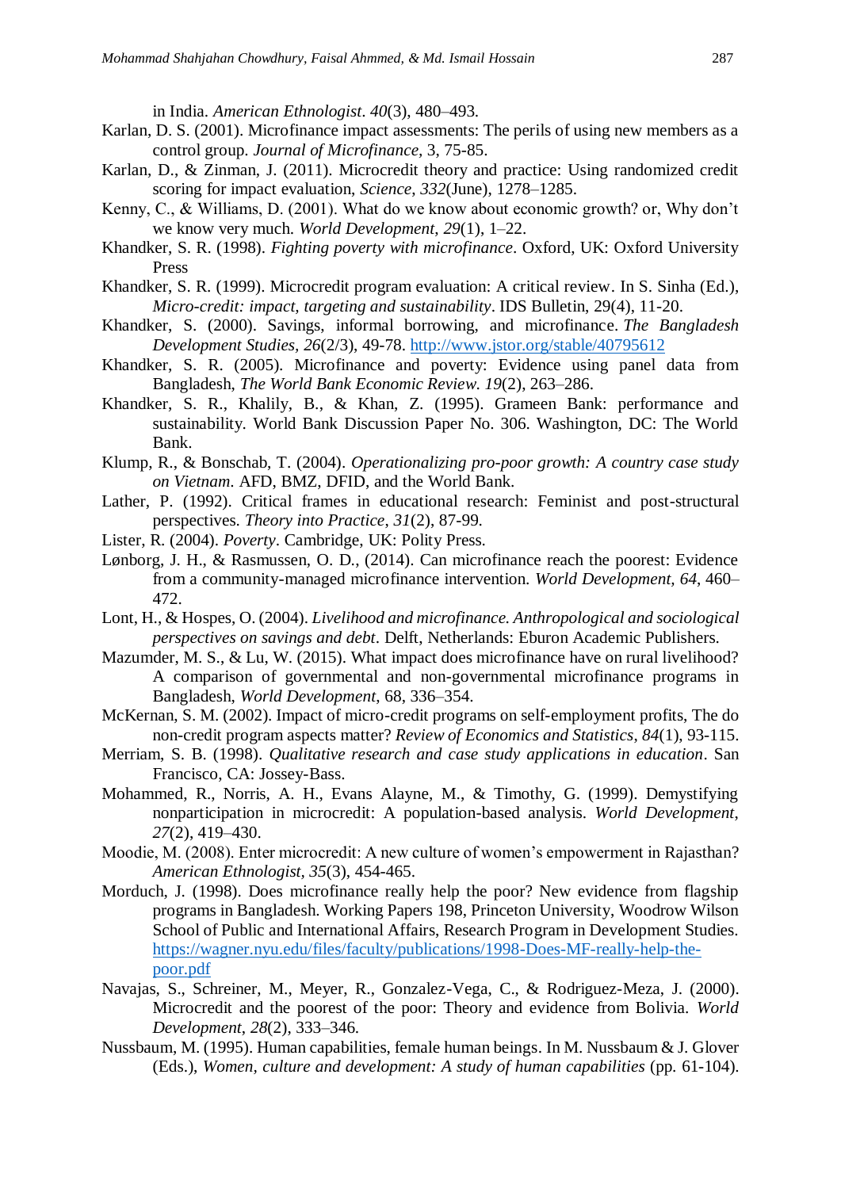in India. *American Ethnologist*. *40*(3), 480–493.

Karlan, D. S. (2001). Microfinance impact assessments: The perils of using new members as a control group. *Journal of Microfinance*, 3, 75-85.

Karlan, D., & Zinman, J. (2011). Microcredit theory and practice: Using randomized credit scoring for impact evaluation, *Science*, *332*(June), 1278–1285.

Kenny, C., & Williams, D. (2001). What do we know about economic growth? or, Why don't we know very much. *World Development*, *29*(1), 1–22.

Khandker, S. R. (1998). *Fighting poverty with microfinance*. Oxford, UK: Oxford University Press

Khandker, S. R. (1999). Microcredit program evaluation: A critical review. In S. Sinha (Ed.), *Micro-credit: impact, targeting and sustainability*. IDS Bulletin, 29(4), 11-20.

Khandker, S. (2000). Savings, informal borrowing, and microfinance. *The Bangladesh Development Studies*, *26*(2/3), 49-78. http://www.jstor.org/stable/40795612

Khandker, S. R. (2005). Microfinance and poverty: Evidence using panel data from Bangladesh, *The World Bank Economic Review. 19*(2), 263–286.

Khandker, S. R., Khalily, B., & Khan, Z. (1995). Grameen Bank: performance and sustainability. World Bank Discussion Paper No. 306. Washington, DC: The World Bank.

Klump, R., & Bonschab, T. (2004). *Operationalizing pro-poor growth: A country case study on Vietnam*. AFD, BMZ, DFID, and the World Bank.

Lather, P. (1992). Critical frames in educational research: Feminist and post-structural perspectives. *Theory into Practice*, *31*(2), 87-99.

Lister, R. (2004). *Poverty*. Cambridge, UK: Polity Press.

Lønborg, J. H., & Rasmussen, O. D., (2014). Can microfinance reach the poorest: Evidence from a community-managed microfinance intervention. *World Development, 64*, 460–472.

Lont, H., & Hospes, O. (2004). *Livelihood and microfinance. Anthropological and sociological perspectives on savings and debt*. Delft, Netherlands: Eburon Academic Publishers.

Mazumder, M. S., & Lu, W. (2015). What impact does microfinance have on rural livelihood? A comparison of governmental and non-governmental microfinance programs in Bangladesh, *World Development*, 68, 336–354.

McKernan, S. M. (2002). Impact of micro-credit programs on self-employment profits, The do non-credit program aspects matter? *Review of Economics and Statistics*, *84*(1), 93-115.

Merriam, S. B. (1998). *Qualitative research and case study applications in education*. San Francisco, CA: Jossey-Bass.

Mohammed, R., Norris, A. H., Evans Alayne, M., & Timothy, G. (1999). Demystifying nonparticipation in microcredit: A population-based analysis. *World Development*, *27*(2), 419–430.

Moodie, M. (2008). Enter microcredit: A new culture of women's empowerment in Rajasthan? *American Ethnologist, 35*(3), 454-465.

Morduch, J. (1998). Does microfinance really help the poor? New evidence from flagship programs in Bangladesh. Working Papers 198, Princeton University, Woodrow Wilson School of Public and International Affairs, Research Program in Development Studies. https://wagner.nyu.edu/files/faculty/publications/1998-Does-MF-really-help-the-poor.pdf

Navajas, S., Schreiner, M., Meyer, R., Gonzalez-Vega, C., & Rodriguez-Meza, J. (2000). Microcredit and the poorest of the poor: Theory and evidence from Bolivia. *World Development*, *28*(2), 333–346.

Nussbaum, M. (1995). Human capabilities, female human beings. In M. Nussbaum & J. Glover (Eds.), *Women, culture and development: A study of human capabilities* (pp. 61-104).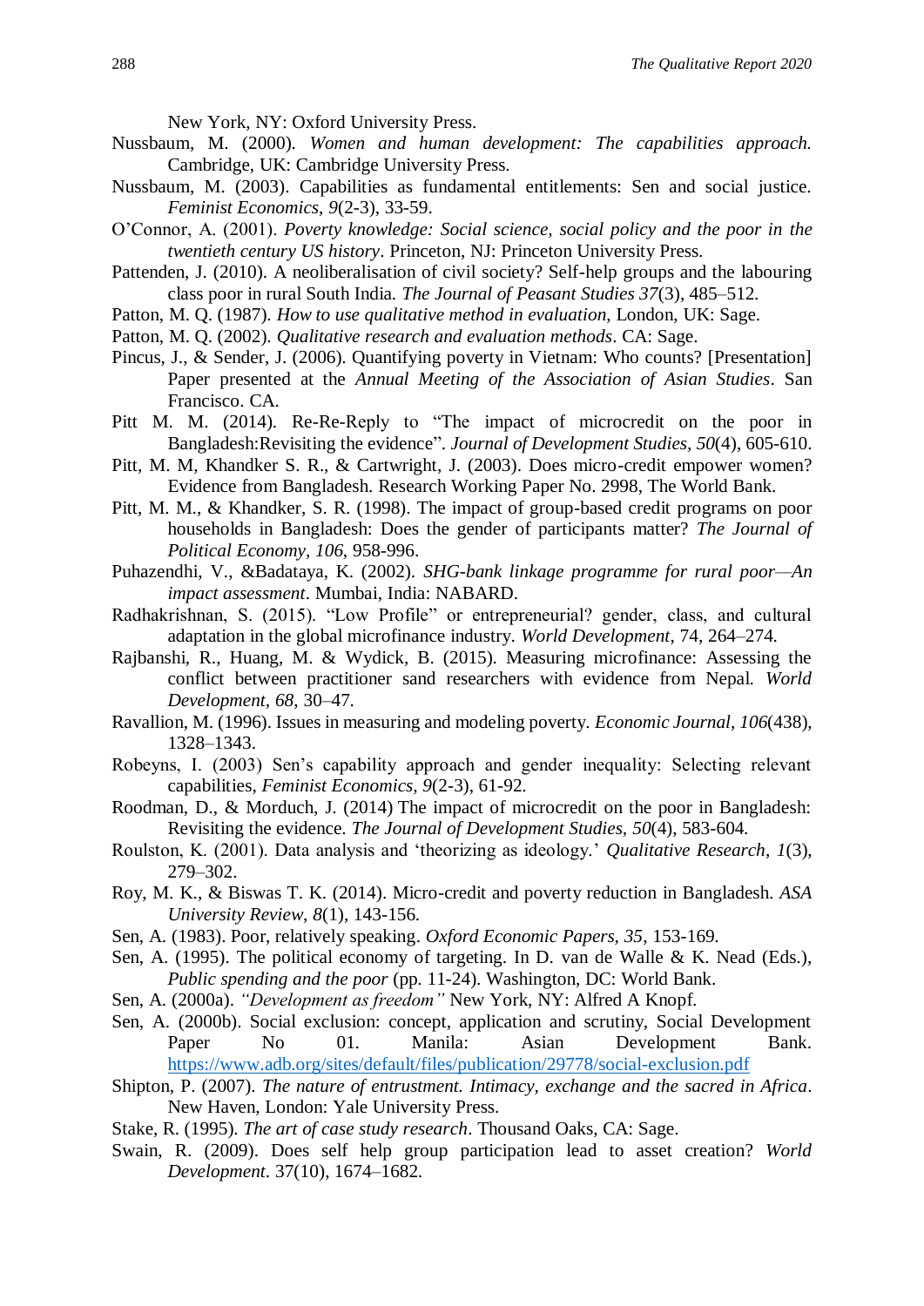New York, NY: Oxford University Press.

Nussbaum, M. (2000). *Women and human development: The capabilities approach.* Cambridge, UK: Cambridge University Press.

Nussbaum, M. (2003). Capabilities as fundamental entitlements: Sen and social justice. *Feminist Economics*, *9*(2-3), 33-59.

O'Connor, A. (2001). *Poverty knowledge: Social science, social policy and the poor in the twentieth century US history*. Princeton, NJ: Princeton University Press.

Pattenden, J. (2010). A neoliberalisation of civil society? Self-help groups and the labouring class poor in rural South India. *The Journal of Peasant Studies 37*(3), 485–512.

Patton, M. Q. (1987). *How to use qualitative method in evaluation*, London, UK: Sage.

Patton, M. Q. (2002). *Qualitative research and evaluation methods*. CA: Sage.

Pincus, J., & Sender, J. (2006). Quantifying poverty in Vietnam: Who counts? [Presentation] Paper presented at the *Annual Meeting of the Association of Asian Studies*. San Francisco. CA.

Pitt M. M. (2014). Re-Re-Reply to "The impact of microcredit on the poor in Bangladesh:Revisiting the evidence". *Journal of Development Studies, 50*(4), 605-610.

Pitt, M. M, Khandker S. R., & Cartwright, J. (2003). Does micro-credit empower women? Evidence from Bangladesh. Research Working Paper No. 2998, The World Bank.

Pitt, M. M., & Khandker, S. R. (1998). The impact of group-based credit programs on poor households in Bangladesh: Does the gender of participants matter? *The Journal of Political Economy, 106*, 958-996.

Puhazendhi, V., &Badataya, K. (2002). *SHG-bank linkage programme for rural poor—An impact assessment*. Mumbai, India: NABARD.

Radhakrishnan, S. (2015). "Low Profile" or entrepreneurial? gender, class, and cultural adaptation in the global microfinance industry. *World Development*, 74, 264–274.

Rajbanshi, R., Huang, M. & Wydick, B. (2015). Measuring microfinance: Assessing the conflict between practitioner sand researchers with evidence from Nepal. *World Development, 68*, 30–47.

Ravallion, M. (1996). Issues in measuring and modeling poverty. *Economic Journal, 106*(438), 1328–1343.

Robeyns, I. (2003) Sen's capability approach and gender inequality: Selecting relevant capabilities, *Feminist Economics, 9*(2-3), 61-92.

Roodman, D., & Morduch, J. (2014) The impact of microcredit on the poor in Bangladesh: Revisiting the evidence. *The Journal of Development Studies, 50*(4), 583-604.

Roulston, K. (2001). Data analysis and 'theorizing as ideology.' *Qualitative Research*, *1*(3), 279–302.

Roy, M. K., & Biswas T. K. (2014). Micro-credit and poverty reduction in Bangladesh. *ASA University Review, 8*(1), 143-156.

Sen, A. (1983). Poor, relatively speaking. *Oxford Economic Papers, 35*, 153-169.

Sen, A. (1995). The political economy of targeting. In D. van de Walle & K. Nead (Eds.), *Public spending and the poor* (pp. 11-24). Washington, DC: World Bank.

Sen, A. (2000a). *"Development as freedom"* New York, NY: Alfred A Knopf.

Sen, A. (2000b). Social exclusion: concept, application and scrutiny, Social Development Paper No 01. Manila: Asian Development Bank. https://www.adb.org/sites/default/files/publication/29778/social-exclusion.pdf

Shipton, P. (2007). *The nature of entrustment. Intimacy, exchange and the sacred in Africa*. New Haven, London: Yale University Press.

Stake, R. (1995). *The art of case study research*. Thousand Oaks, CA: Sage.

Swain, R. (2009). Does self help group participation lead to asset creation? *World Development*. 37(10), 1674–1682.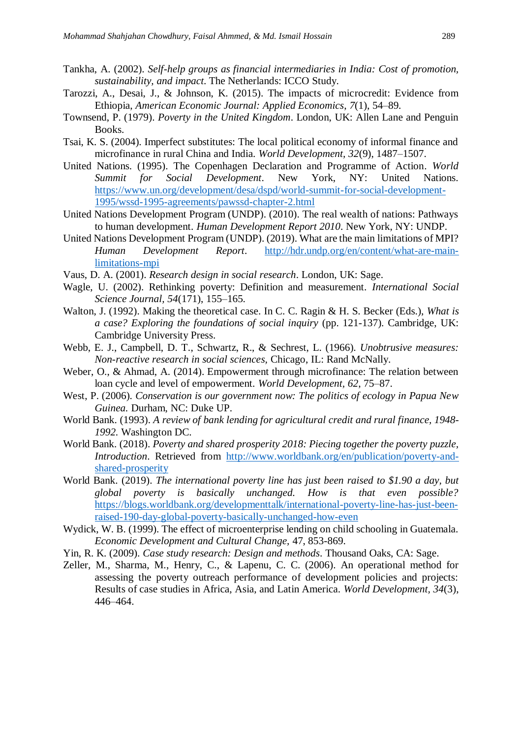Tankha, A. (2002). *Self-help groups as financial intermediaries in India: Cost of promotion, sustainability, and impact*. The Netherlands: ICCO Study.

Tarozzi, A., Desai, J., & Johnson, K. (2015). The impacts of microcredit: Evidence from Ethiopia, *American Economic Journal: Applied Economics*, *7*(1), 54–89.

Townsend, P. (1979). *Poverty in the United Kingdom*. London, UK: Allen Lane and Penguin Books.

Tsai, K. S. (2004). Imperfect substitutes: The local political economy of informal finance and microfinance in rural China and India. *World Development*, *32*(9), 1487–1507.

United Nations. (1995). The Copenhagen Declaration and Programme of Action. *World Summit for Social Development*. New York, NY: United Nations. https://www.un.org/development/desa/dspd/world-summit-for-social-development-1995/wssd-1995-agreements/pawssd-chapter-2.html

United Nations Development Program (UNDP). (2010). The real wealth of nations: Pathways to human development. *Human Development Report 2010*. New York, NY: UNDP.

United Nations Development Program (UNDP). (2019). What are the main limitations of MPI? *Human Development Report*. http://hdr.undp.org/en/content/what-are-main-limitations-mpi

Vaus, D. A. (2001). *Research design in social research*. London, UK: Sage.

Wagle, U. (2002). Rethinking poverty: Definition and measurement. *International Social Science Journal*, *54*(171), 155–165.

Walton, J. (1992). Making the theoretical case. In C. C. Ragin & H. S. Becker (Eds.), *What is a case? Exploring the foundations of social inquiry* (pp. 121-137). Cambridge, UK: Cambridge University Press.

Webb, E. J., Campbell, D. T., Schwartz, R., & Sechrest, L. (1966). *Unobtrusive measures: Non-reactive research in social sciences*, Chicago, IL: Rand McNally.

Weber, O., & Ahmad, A. (2014). Empowerment through microfinance: The relation between loan cycle and level of empowerment. *World Development*, *62*, 75–87.

West, P. (2006). *Conservation is our government now: The politics of ecology in Papua New Guinea.* Durham, NC: Duke UP.

World Bank. (1993). *A review of bank lending for agricultural credit and rural finance, 1948-1992.* Washington DC.

World Bank. (2018). *Poverty and shared prosperity 2018: Piecing together the poverty puzzle, Introduction*. Retrieved from http://www.worldbank.org/en/publication/poverty-and-shared-prosperity

World Bank. (2019). *The international poverty line has just been raised to $1.90 a day, but global poverty is basically unchanged. How is that even possible?* https://blogs.worldbank.org/developmenttalk/international-poverty-line-has-just-been-raised-190-day-global-poverty-basically-unchanged-how-even

Wydick, W. B. (1999). The effect of microenterprise lending on child schooling in Guatemala. *Economic Development and Cultural Change*, 47, 853-869.

Yin, R. K. (2009). *Case study research: Design and methods*. Thousand Oaks, CA: Sage.

Zeller, M., Sharma, M., Henry, C., & Lapenu, C. C. (2006). An operational method for assessing the poverty outreach performance of development policies and projects: Results of case studies in Africa, Asia, and Latin America. *World Development*, *34*(3), 446–464.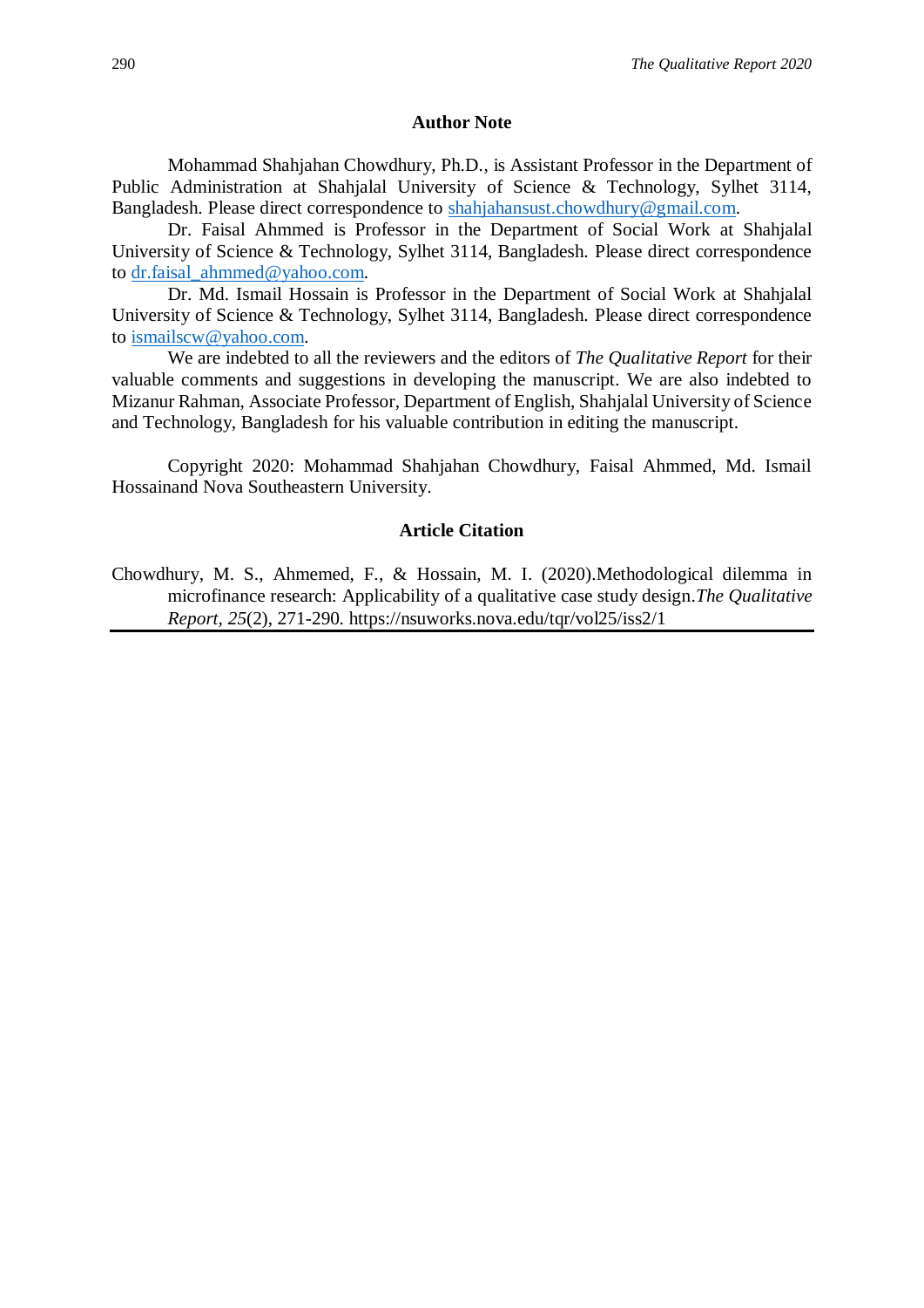## Author Note

Mohammad Shahjahan Chowdhury, Ph.D., is Assistant Professor in the Department of Public Administration at Shahjalal University of Science & Technology, Sylhet 3114, Bangladesh. Please direct correspondence to shahjahansust.chowdhury@gmail.com.

Dr. Faisal Ahmmed is Professor in the Department of Social Work at Shahjalal University of Science & Technology, Sylhet 3114, Bangladesh. Please direct correspondence to dr.faisal_ahmmed@yahoo.com.

Dr. Md. Ismail Hossain is Professor in the Department of Social Work at Shahjalal University of Science & Technology, Sylhet 3114, Bangladesh. Please direct correspondence to ismailscw@yahoo.com.

We are indebted to all the reviewers and the editors of *The Qualitative Report* for their valuable comments and suggestions in developing the manuscript. We are also indebted to Mizanur Rahman, Associate Professor, Department of English, Shahjalal University of Science and Technology, Bangladesh for his valuable contribution in editing the manuscript.

Copyright 2020: Mohammad Shahjahan Chowdhury, Faisal Ahmmed, Md. Ismail Hossainand Nova Southeastern University.

## Article Citation

Chowdhury, M. S., Ahmemed, F., & Hossain, M. I. (2020).Methodological dilemma in microfinance research: Applicability of a qualitative case study design.*The Qualitative Report, 25*(2), 271-290. https://nsuworks.nova.edu/tqr/vol25/iss2/1